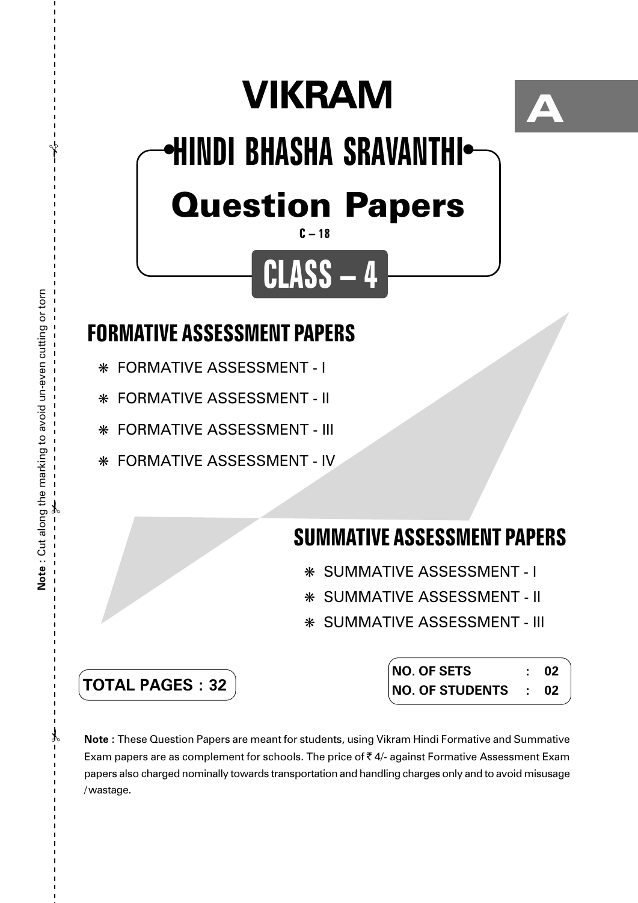# VIKRAM

A

## •HINDI BHASHA SRAVANTHI•

## Question Papers

C – 18

## CLASS – 4

Note : Cut along the marking to avoid un-even cutting or torn

## FORMATIVE ASSESSMENT PAPERS

- ❋ FORMATIVE ASSESSMENT - I
- ❋ FORMATIVE ASSESSMENT - II
- ❋ FORMATIVE ASSESSMENT - III
- ❋ FORMATIVE ASSESSMENT - IV

## SUMMATIVE ASSESSMENT PAPERS

- ❋ SUMMATIVE ASSESSMENT - I
- ❋ SUMMATIVE ASSESSMENT - II
- ❋ SUMMATIVE ASSESSMENT - III

**TOTAL PAGES : 32**

| | | |
|---|---|---|
| **NO. OF SETS** | **:** | **02** |
| **NO. OF STUDENTS** | **:** | **02** |

**Note :** These Question Papers are meant for students, using Vikram Hindi Formative and Summative Exam papers are as complement for schools. The price of ₹ 4/- against Formative Assessment Exam papers also charged nominally towards transportation and handling charges only and to avoid misusage /wastage.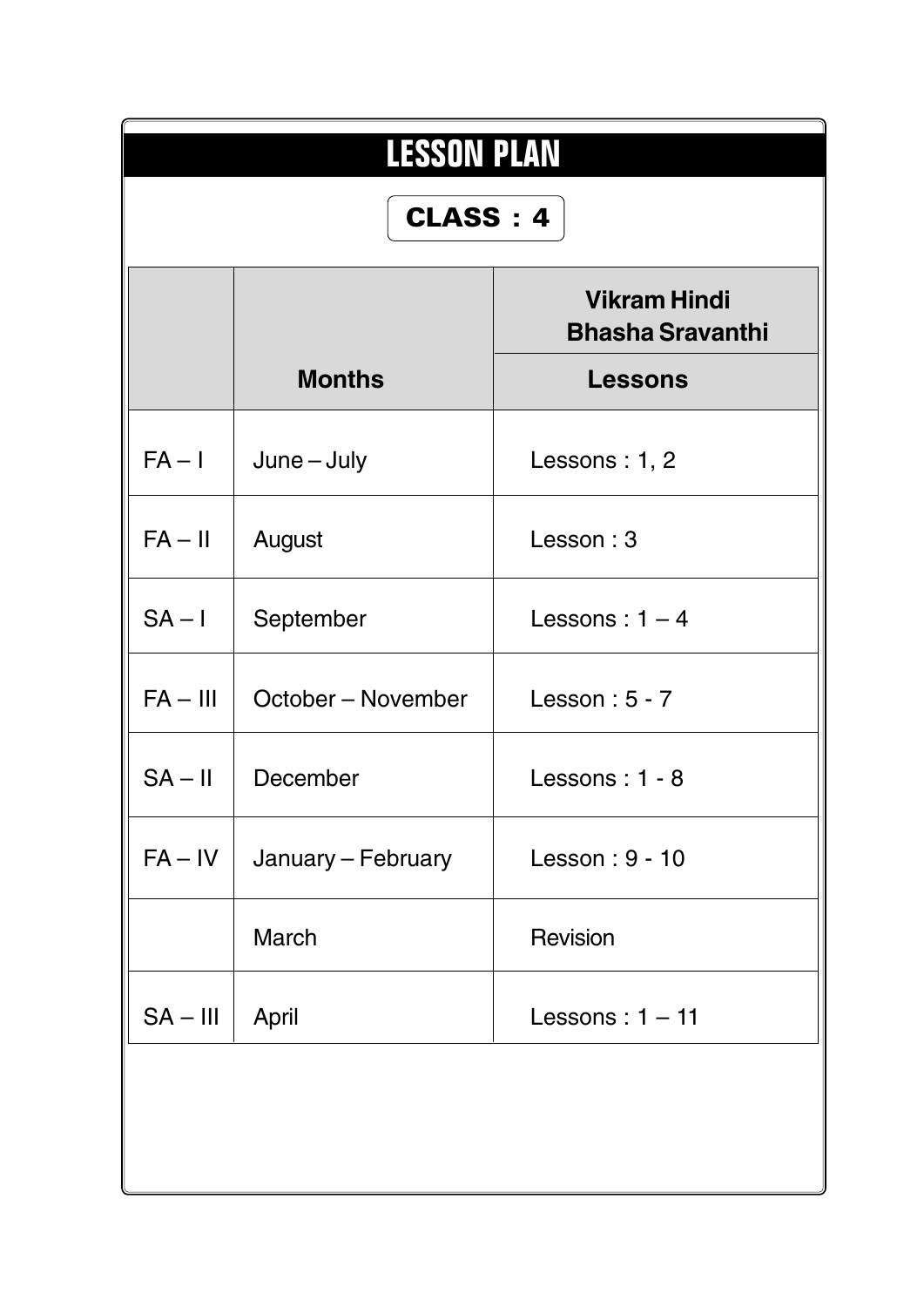# LESSON PLAN

**CLASS : 4**

| | Months | Vikram Hindi Bhasha Sravanthi<br>Lessons |
|---|---|---|
| FA – I | June – July | Lessons : 1, 2 |
| FA – II | August | Lesson : 3 |
| SA – I | September | Lessons : 1 – 4 |
| FA – III | October – November | Lesson : 5 - 7 |
| SA – II | December | Lessons : 1 - 8 |
| FA – IV | January – February | Lesson : 9 - 10 |
| | March | Revision |
| SA – III | April | Lessons : 1 – 11 |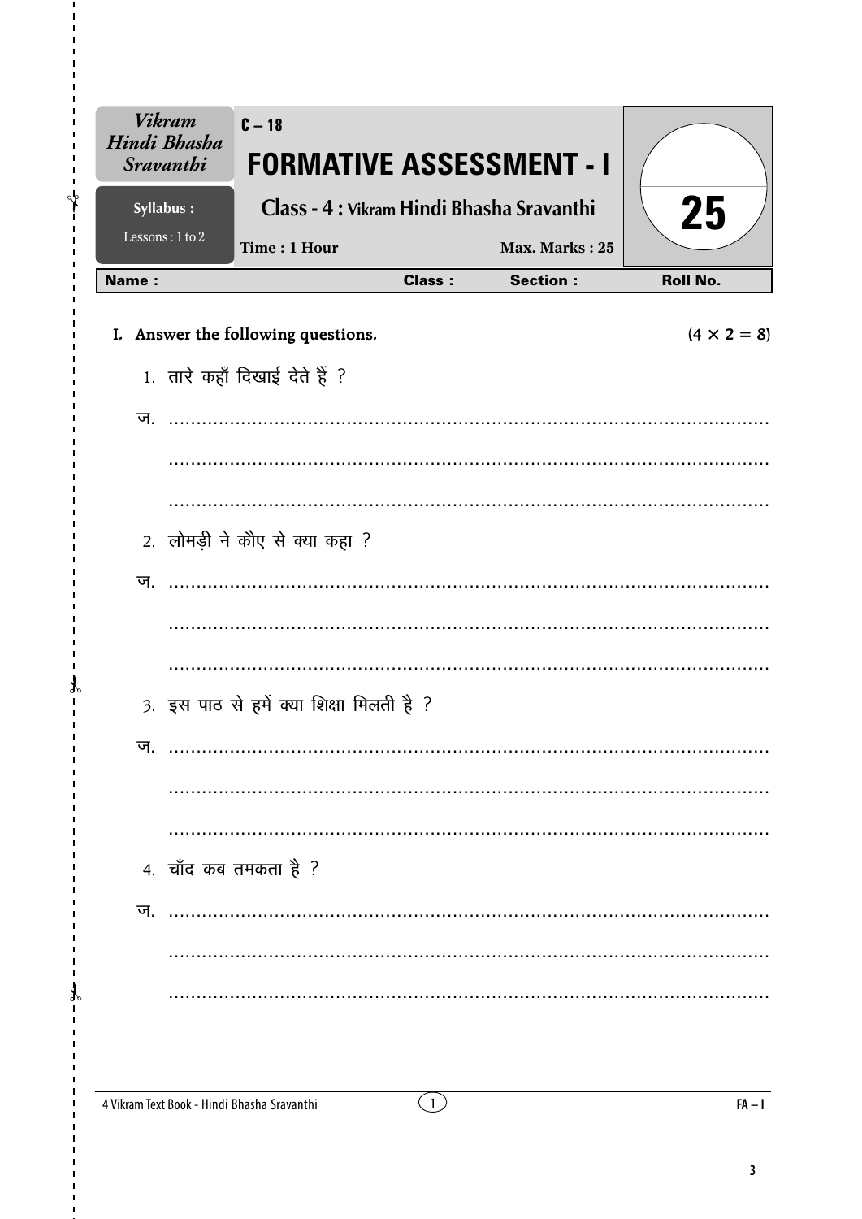| Vikram Hindi Bhasha Sravanthi | C – 18 FORMATIVE ASSESSMENT - I | | 25 |
|---|---|---|---|
| Syllabus : Lessons : 1 to 2 | Class - 4 : Vikram Hindi Bhasha Sravanthi | | |
| | Time : 1 Hour | Max. Marks : 25 | |

| Name : | Class : | Section : | Roll No. |
|---|---|---|---|

**I. Answer the following questions.** $(4 \times 2 = 8)$

1. तारे कहाँ दिखाई देते हैं ?

ज. ..............................................................................................

..............................................................................................

..............................................................................................

2. लोमड़ी ने कौए से क्या कहा ?

ज. ..............................................................................................

..............................................................................................

..............................................................................................

3. इस पाठ से हमें क्या शिक्षा मिलती है ?

ज. ..............................................................................................

..............................................................................................

..............................................................................................

4. चाँद कब तमकता है ?

ज. ..............................................................................................

..............................................................................................

..............................................................................................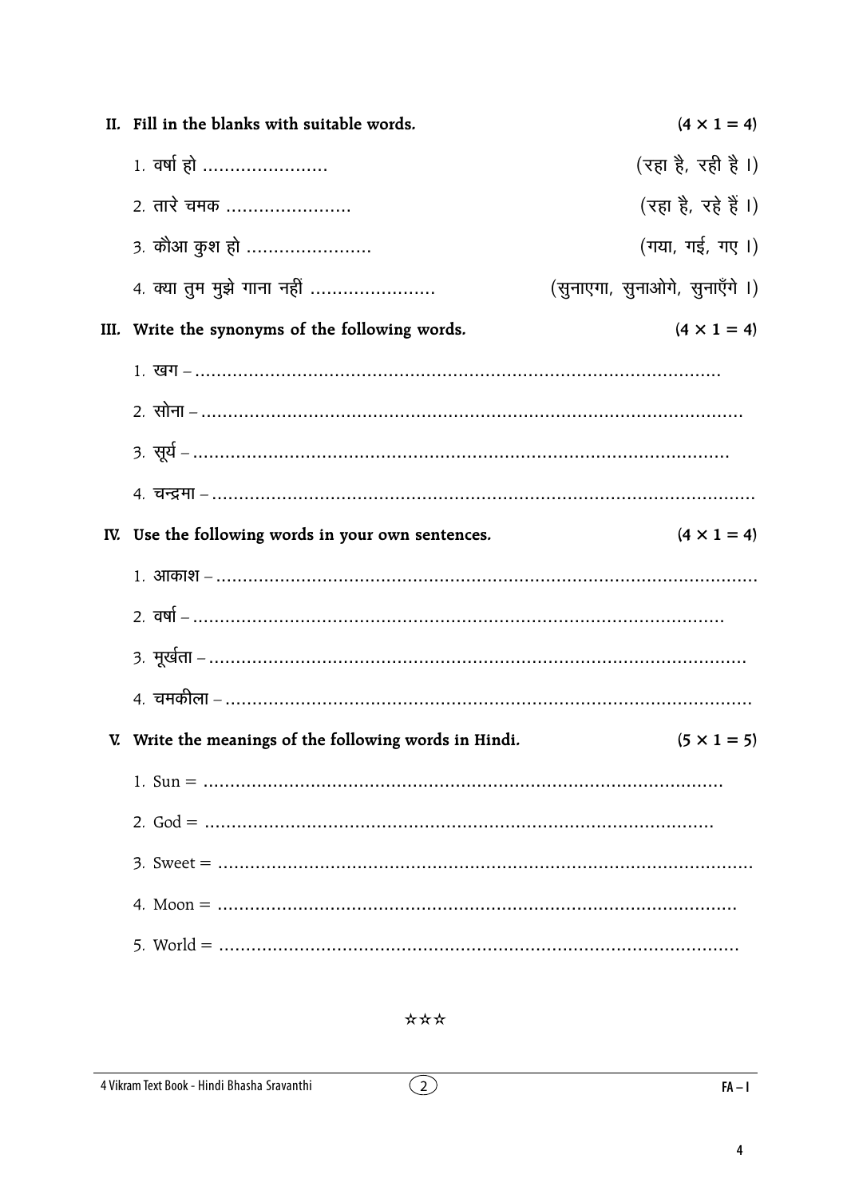**II. Fill in the blanks with suitable words.** (4 × 1 = 4)

1. वर्षा हो ...................... (रहा है, रही है ।)
2. तारे चमक ...................... (रहा है, रहे हैं ।)
3. कौआ कुश हो ...................... (गया, गई, गए ।)
4. क्या तुम मुझे गाना नहीं ...................... (सुनाएगा, सुनाओगे, सुनाएँगे ।)

**III. Write the synonyms of the following words.** (4 × 1 = 4)

1. खग – ..........................................................................................
2. सोना – ..........................................................................................
3. सूर्य – ..........................................................................................
4. चन्द्रमा – ..........................................................................................

**IV. Use the following words in your own sentences.** (4 × 1 = 4)

1. आकाश – ..........................................................................................
2. वर्षा – ..........................................................................................
3. मूर्खता – ..........................................................................................
4. चमकीला – ..........................................................................................

**V. Write the meanings of the following words in Hindi.** (5 × 1 = 5)

1. Sun = ..........................................................................................
2. God = ..........................................................................................
3. Sweet = ..........................................................................................
4. Moon = ..........................................................................................
5. World = ..........................................................................................

☆☆☆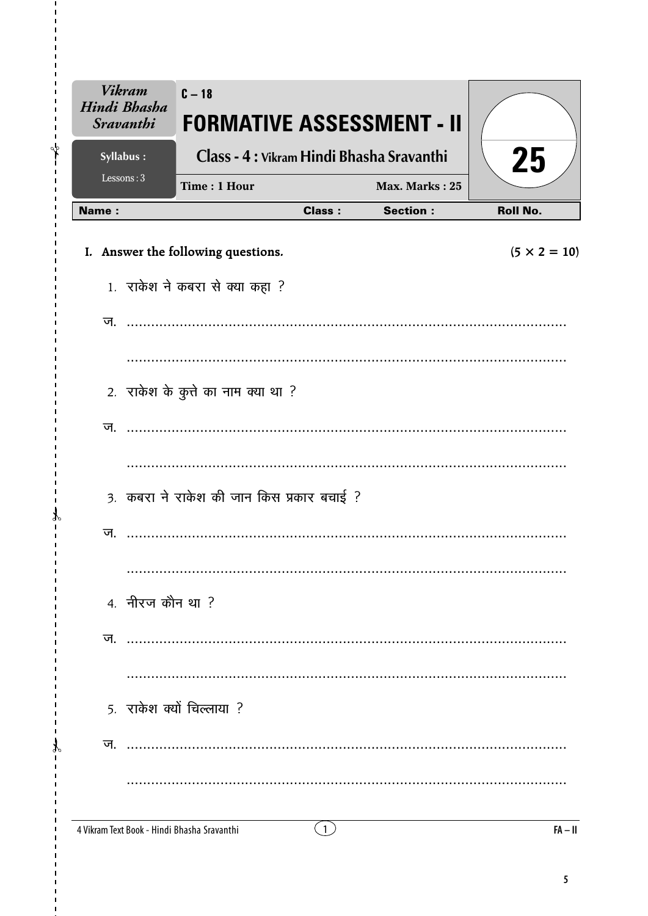| Vikram Hindi Bhasha Sravanthi | C – 18 FORMATIVE ASSESSMENT - II | |
|---|---|---|
| Syllabus : Lessons : 3 | Class - 4 : Vikram Hindi Bhasha Sravanthi | 25 |
| | Time : 1 Hour &nbsp;&nbsp;&nbsp;&nbsp; Max. Marks : 25 | |

**Name :** &nbsp;&nbsp;&nbsp;&nbsp; **Class :** &nbsp;&nbsp;&nbsp;&nbsp; **Section :** &nbsp;&nbsp;&nbsp;&nbsp; **Roll No.**

## I. Answer the following questions. $(5 \times 2 = 10)$

1. राकेश ने कबरा से क्या कहा ?

ज. ..........................................................................................................

..........................................................................................................

2. राकेश के कुत्ते का नाम क्या था ?

ज. ..........................................................................................................

..........................................................................................................

3. कबरा ने राकेश की जान किस प्रकार बचाई ?

ज. ..........................................................................................................

..........................................................................................................

4. नीरज कौन था ?

ज. ..........................................................................................................

..........................................................................................................

5. राकेश क्यों चिल्लाया ?

ज. ..........................................................................................................

..........................................................................................................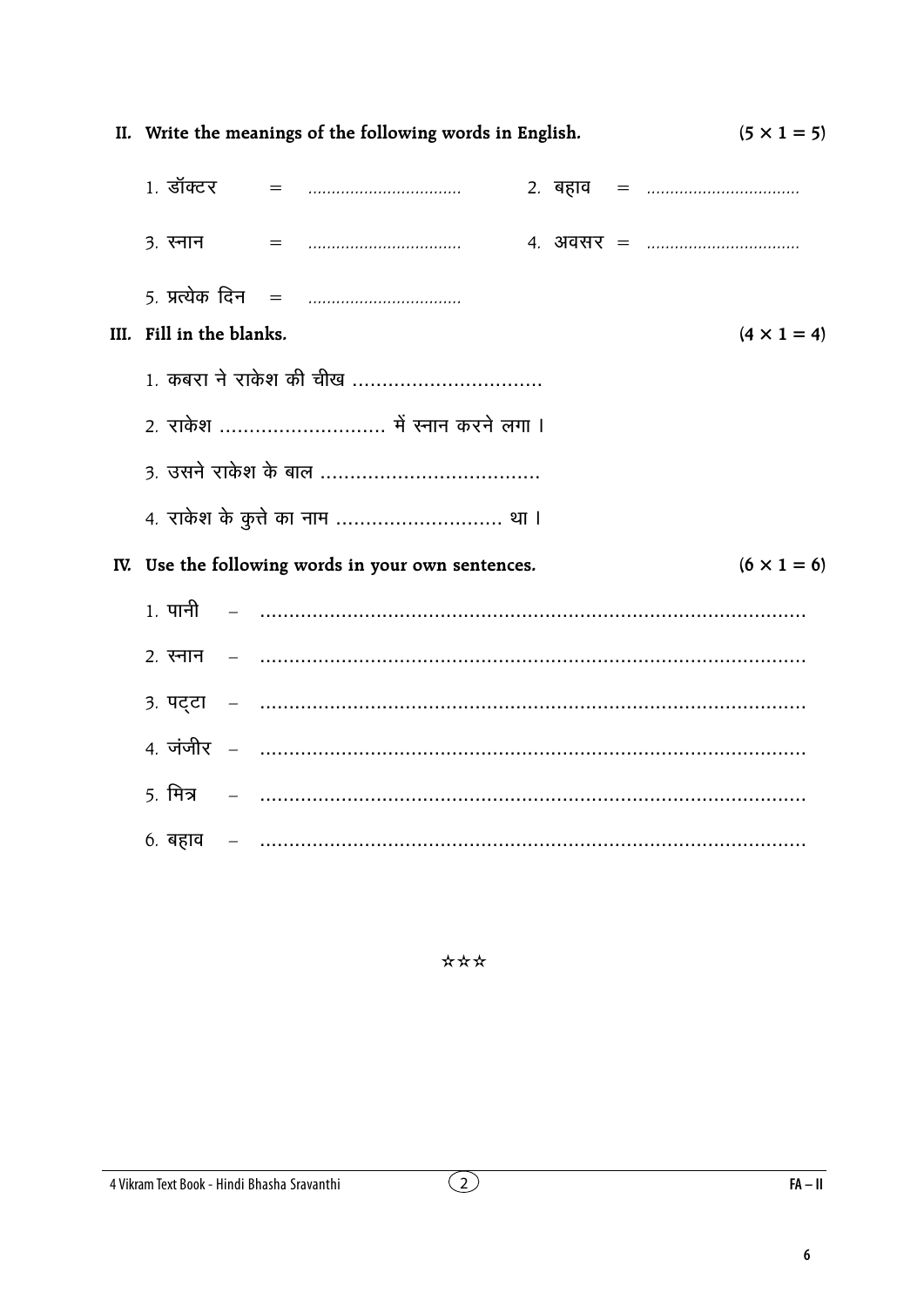**II. Write the meanings of the following words in English.** **(5 × 1 = 5)**

1. डॉक्टर = ................................  2. बहाव = ................................

3. स्नान = ................................  4. अवसर = ................................

5. प्रत्येक दिन = ................................

**III. Fill in the blanks.** **(4 × 1 = 4)**

1. कबरा ने राकेश की चीख ................................

2. राकेश ............................ में स्नान करने लगा ।

3. उसने राकेश के बाल .....................................

4. राकेश के कुत्ते का नाम ............................ था ।

**IV. Use the following words in your own sentences.** **(6 × 1 = 6)**

1. पानी – ..............................................................................................

2. स्नान – ..............................................................................................

3. पट्टा – ..............................................................................................

4. जंजीर – ..............................................................................................

5. मित्र – ..............................................................................................

6. बहाव – ..............................................................................................

☆☆☆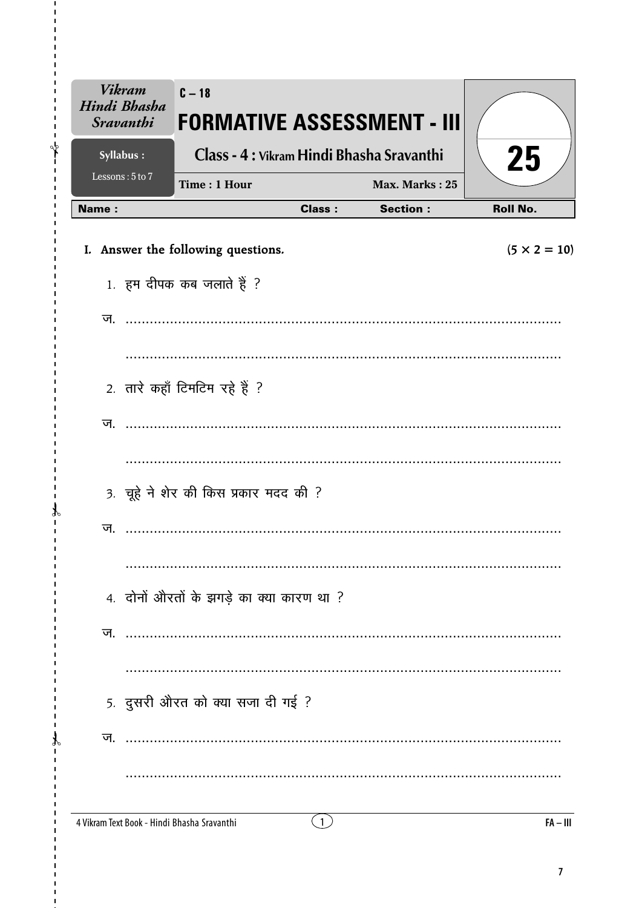| Vikram Hindi Bhasha Sravanthi | C – 18 FORMATIVE ASSESSMENT - III | | 25 |
|---|---|---|---|
| Syllabus : Lessons : 5 to 7 | Class - 4 : Vikram Hindi Bhasha Sravanthi | | |
| | Time : 1 Hour | Max. Marks : 25 | |

| Name : | Class : | Section : | Roll No. |
|---|---|---|---|

**I. Answer the following questions.** $(5 \times 2 = 10)$

1. हम दीपक कब जलाते हैं ?

ज. ..........................................................................................

..........................................................................................

2. तारे कहाँ टिमटिम रहे हैं ?

ज. ..........................................................................................

..........................................................................................

3. चूहे ने शेर की किस प्रकार मदद की ?

ज. ..........................................................................................

..........................................................................................

4. दोनों औरतों के झगड़े का क्या कारण था ?

ज. ..........................................................................................

..........................................................................................

5. दुसरी औरत को क्या सजा दी गई ?

ज. ..........................................................................................

..........................................................................................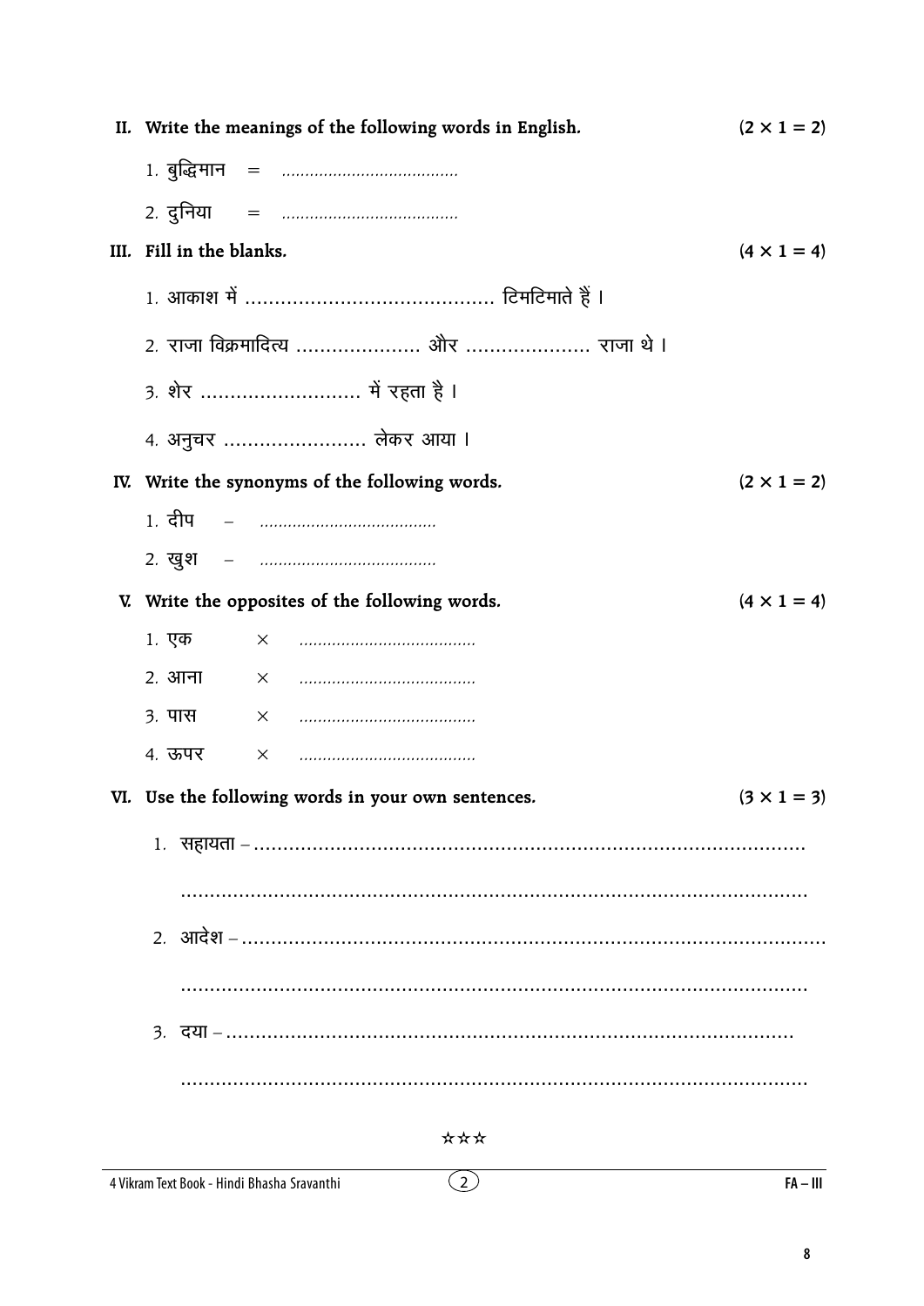**II. Write the meanings of the following words in English.** **(2 × 1 = 2)**

1. बुद्धिमान = ......................................
2. दुनिया = ......................................

**III. Fill in the blanks.** **(4 × 1 = 4)**

1. आकाश में ......................................... टिमटिमाते हैं।
2. राजा विक्रमादित्य ..................... और ..................... राजा थे।
3. शेर ........................... में रहता है।
4. अनुचर ........................ लेकर आया।

**IV. Write the synonyms of the following words.** **(2 × 1 = 2)**

1. दीप – ......................................
2. खुश – ......................................

**V. Write the opposites of the following words.** **(4 × 1 = 4)**

1. एक × ......................................
2. आना × ......................................
3. पास × ......................................
4. ऊपर × ......................................

**VI. Use the following words in your own sentences.** **(3 × 1 = 3)**

1. सहायता – ......................................................................................

......................................................................................................

2. आदेश – ........................................................................................

......................................................................................................

3. दया – ..........................................................................................

......................................................................................................

☆☆☆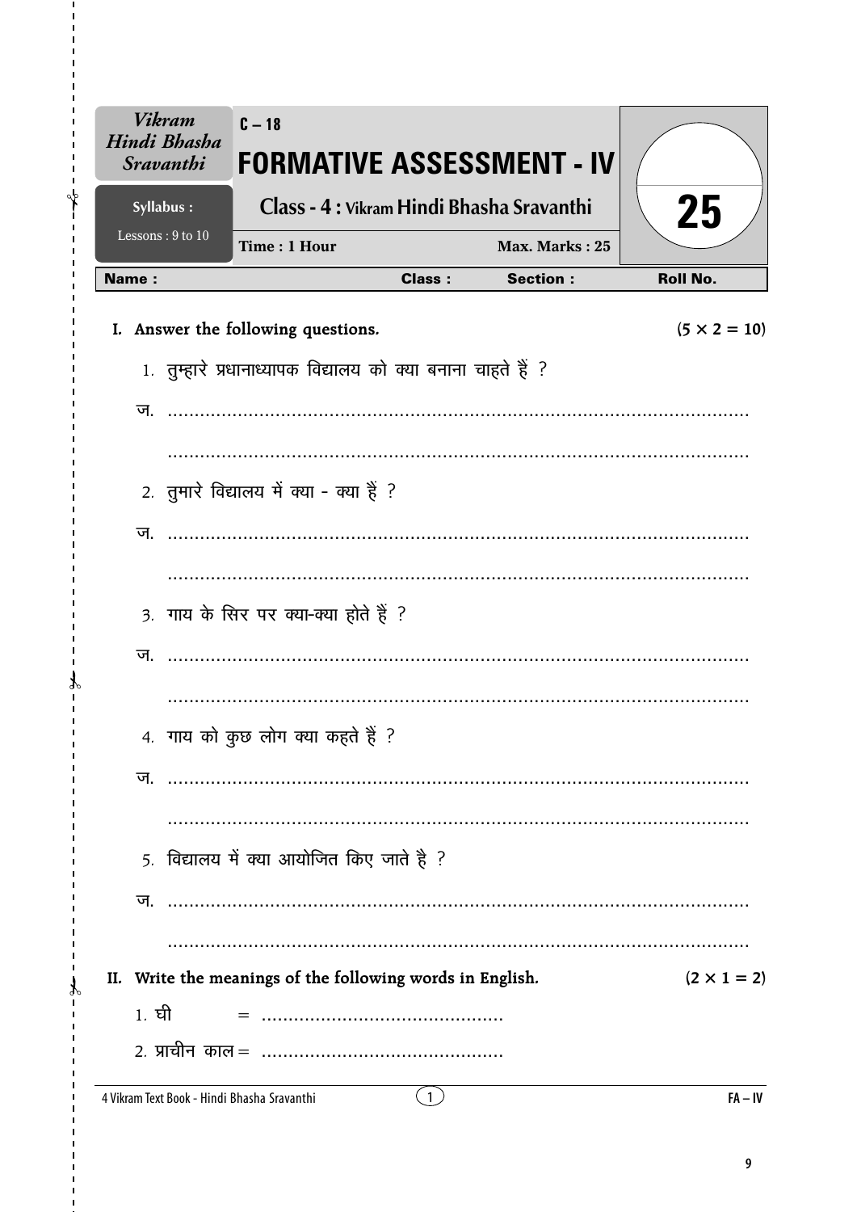| *Vikram Hindi Bhasha Sravanthi* | C – 18 **FORMATIVE ASSESSMENT - IV** | 25 |
|---|---|---|
| **Syllabus :** Lessons : 9 to 10 | **Class - 4 : Vikram Hindi Bhasha Sravanthi** | |
| | **Time : 1 Hour** — **Max. Marks : 25** | |

**Name :** **Class :** **Section :** **Roll No.**

**I. Answer the following questions.** **(5 × 2 = 10)**

1. तुम्हारे प्रधानाध्यापक विद्यालय को क्या बनाना चाहते हैं ?

ज. ..............................................................................................

..............................................................................................

2. तुमारे विद्यालय में क्या - क्या हैं ?

ज. ..............................................................................................

..............................................................................................

3. गाय के सिर पर क्या-क्या होते हैं ?

ज. ..............................................................................................

..............................................................................................

4. गाय को कुछ लोग क्या कहते हैं ?

ज. ..............................................................................................

..............................................................................................

5. विद्यालय में क्या आयोजित किए जाते है ?

ज. ..............................................................................................

..............................................................................................

**II. Write the meanings of the following words in English.** **(2 × 1 = 2)**

1. घी = ............................................

2. प्राचीन काल = ............................................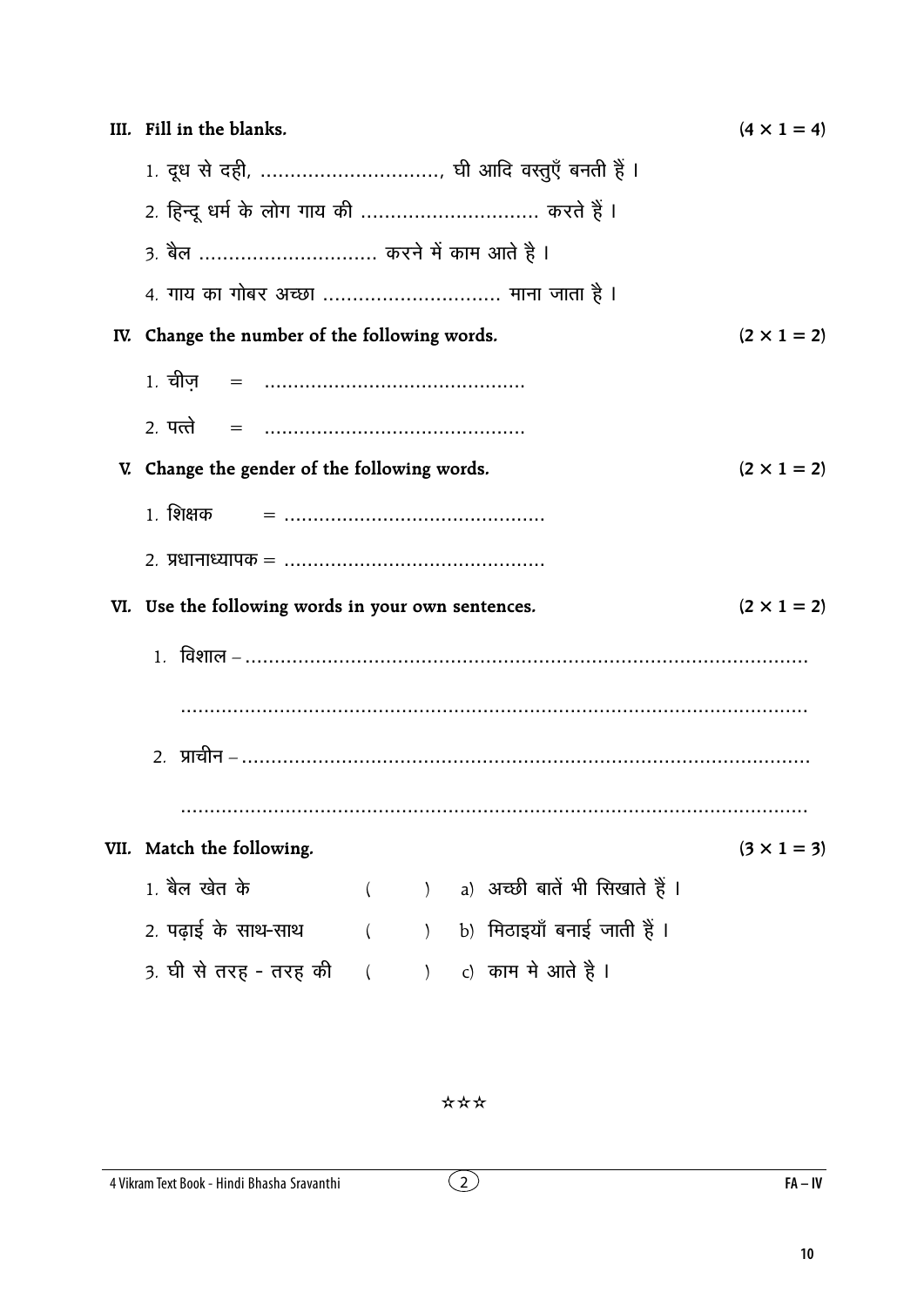**III. Fill in the blanks.** (4 × 1 = 4)

1. दूध से दही, ..............................., घी आदि वस्तुएँ बनती हैं ।
2. हिन्दू धर्म के लोग गाय की .............................. करते हैं ।
3. बैल .............................. करने में काम आते है ।
4. गाय का गोबर अच्छा .............................. माना जाता है ।

**IV. Change the number of the following words.** (2 × 1 = 2)

1. चीज़ = ............................................
2. पत्ते = ............................................

**V. Change the gender of the following words.** (2 × 1 = 2)

1. शिक्षक = ............................................
2. प्रधानाध्यापक = ............................................

**VI. Use the following words in your own sentences.** (2 × 1 = 2)

1. विशाल – ....................................................................................................

....................................................................................................

2. प्राचीन – ....................................................................................................

....................................................................................................

**VII. Match the following.** (3 × 1 = 3)

1. बैल खेत के ( ) a) अच्छी बातें भी सिखाते हैं ।
2. पढ़ाई के साथ-साथ ( ) b) मिठाइयाँ बनाई जाती हैं ।
3. घी से तरह - तरह की ( ) c) काम मे आते है ।

☆☆☆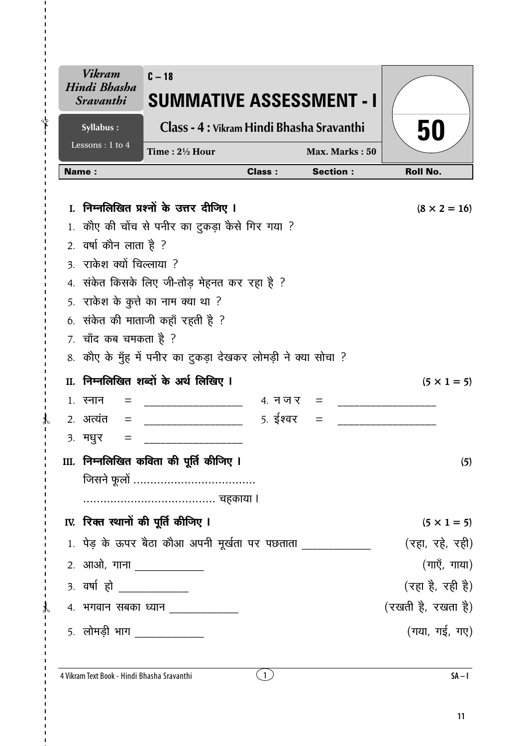| *Vikram Hindi Bhasha Sravanthi* | C – 18 **SUMMATIVE ASSESSMENT - I** | **50** |
|---|---|---|
| Syllabus : Lessons : 1 to 4 | **Class - 4 : Vikram Hindi Bhasha Sravanthi** Time : 2½ Hour &nbsp;&nbsp; Max. Marks : 50 | |

| Name : | Class : | Section : | Roll No. |
|---|---|---|---|
| | | | |

**I. निम्नलिखित प्रश्नों के उत्तर दीजिए ।** **(8 × 2 = 16)**

1. कौए की चोंच से पनीर का टुकड़ा कैसे गिर गया ?
2. वर्षा कौन लाता है ?
3. राकेश क्यों चिल्लाया ?
4. संकेत किसके लिए जी-तोड़ मेहनत कर रहा है ?
5. राकेश के कुत्ते का नाम क्या था ?
6. संकेत की माताजी कहाँ रहती है ?
7. चाँद कब चमकता है ?
8. कौए के मुँह में पनीर का टुकड़ा देखकर लोमड़ी ने क्या सोचा ?

**II. निम्नलिखित शब्दों के अर्थ लिखिए ।** **(5 × 1 = 5)**

1. स्नान = ________________
2. अत्यंत = ________________
3. मधुर = ________________
4. नजर = ________________
5. ईश्वर = ________________

**III. निम्नलिखित कविता की पूर्ति कीजिए ।** **(5)**

जिसने फूलों ....................................

....................................... चहकाया ।

**IV. रिक्त स्थानों की पूर्ति कीजिए ।** **(5 × 1 = 5)**

1. पेड़ के ऊपर बैठा कौआ अपनी मूर्खता पर पछताता ____________ (रहा, रहे, रही)
2. आओ, गाना ____________ (गाएँ, गाया)
3. वर्षा हो ____________ (रहा है, रही है)
4. भगवान सबका ध्यान ____________ (रखती है, रखता है)
5. लोमड़ी भाग ____________ (गया, गई, गए)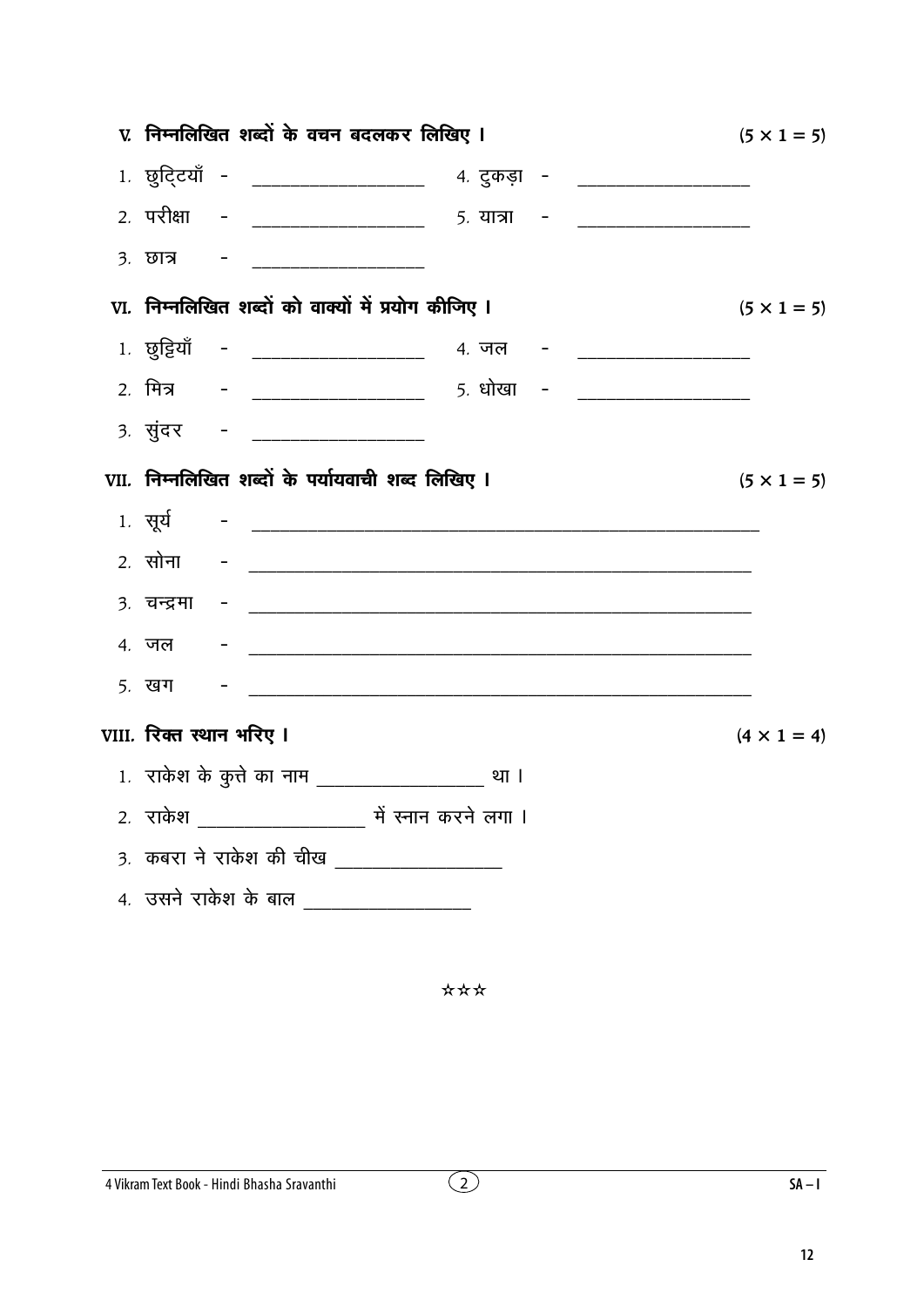**V. निम्नलिखित शब्दों के वचन बदलकर लिखिए ।** (5 × 1 = 5)

1. छुट्टियाँ - ____________________ 4. टुकड़ा - ____________________
2. परीक्षा - ____________________ 5. यात्रा - ____________________
3. छात्र - ____________________

**VI. निम्नलिखित शब्दों को वाक्यों में प्रयोग कीजिए ।** (5 × 1 = 5)

1. छुट्टियाँ - ____________________ 4. जल - ____________________
2. मित्र - ____________________ 5. धोखा - ____________________
3. सुंदर - ____________________

**VII. निम्नलिखित शब्दों के पर्यायवाची शब्द लिखिए ।** (5 × 1 = 5)

1. सूर्य - ____________________________________________________________
2. सोना - ____________________________________________________________
3. चन्द्रमा - ____________________________________________________________
4. जल - ____________________________________________________________
5. खग - ____________________________________________________________

**VIII. रिक्त स्थान भरिए ।** (4 × 1 = 4)

1. राकेश के कुत्ते का नाम ____________________ था ।
2. राकेश ____________________ में स्नान करने लगा ।
3. कबरा ने राकेश की चीख ____________________
4. उसने राकेश के बाल ____________________

☆☆☆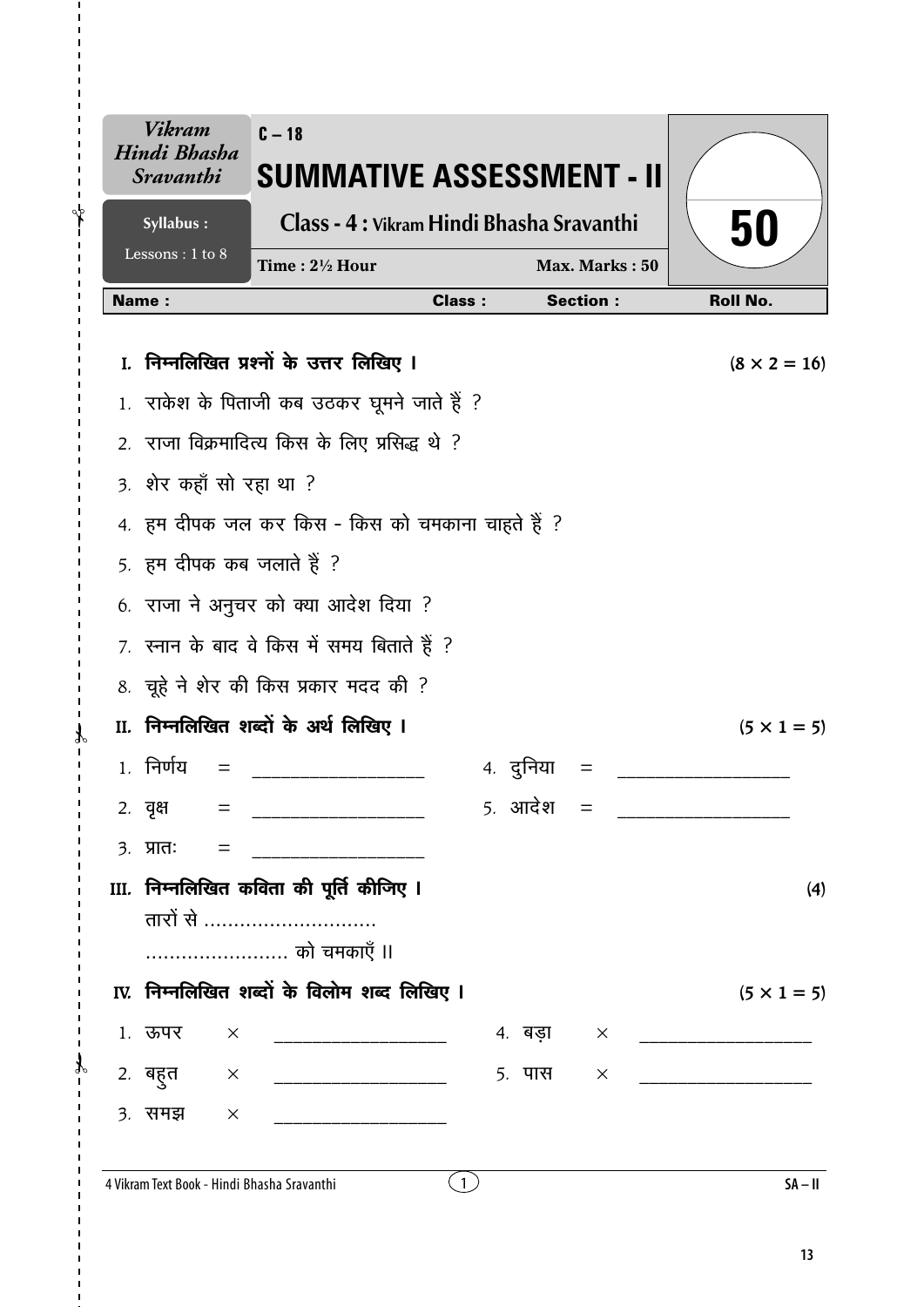| *Vikram Hindi Bhasha Sravanthi* | C – 18 **SUMMATIVE ASSESSMENT - II** | |
|---|---|---|
| **Syllabus :** Lessons : 1 to 8 | **Class - 4 : Vikram Hindi Bhasha Sravanthi** | **50** |
| | **Time : 2½ Hour** &nbsp;&nbsp;&nbsp; **Max. Marks : 50** | |

**Name :** &nbsp;&nbsp;&nbsp;&nbsp;&nbsp;&nbsp;&nbsp;&nbsp;&nbsp;&nbsp; **Class :** &nbsp;&nbsp;&nbsp;&nbsp;&nbsp; **Section :** &nbsp;&nbsp;&nbsp;&nbsp;&nbsp; **Roll No.**

**I. निम्नलिखित प्रश्नों के उत्तर लिखिए ।** $(8 \times 2 = 16)$

1. राकेश के पिताजी कब उठकर घूमने जाते हैं ?
2. राजा विक्रमादित्य किस के लिए प्रसिद्ध थे ?
3. शेर कहाँ सो रहा था ?
4. हम दीपक जल कर किस - किस को चमकाना चाहते हैं ?
5. हम दीपक कब जलाते हैं ?
6. राजा ने अनुचर को क्या आदेश दिया ?
7. स्नान के बाद वे किस में समय बिताते हैं ?
8. चूहे ने शेर की किस प्रकार मदद की ?

**II. निम्नलिखित शब्दों के अर्थ लिखिए ।** $(5 \times 1 = 5)$

1. निर्णय = ____________________ &nbsp;&nbsp;&nbsp; 4. दुनिया = ____________________
2. वृक्ष = ____________________ &nbsp;&nbsp;&nbsp; 5. आदेश = ____________________
3. प्रातः = ____________________

**III. निम्नलिखित कविता की पूर्ति कीजिए ।** (4)

तारों से .............................

........................ को चमकाएँ ।।

**IV. निम्नलिखित शब्दों के विलोम शब्द लिखिए ।** $(5 \times 1 = 5)$

1. ऊपर × ____________________ &nbsp;&nbsp;&nbsp; 4. बड़ा × ____________________
2. बहुत × ____________________ &nbsp;&nbsp;&nbsp; 5. पास × ____________________
3. समझ × ____________________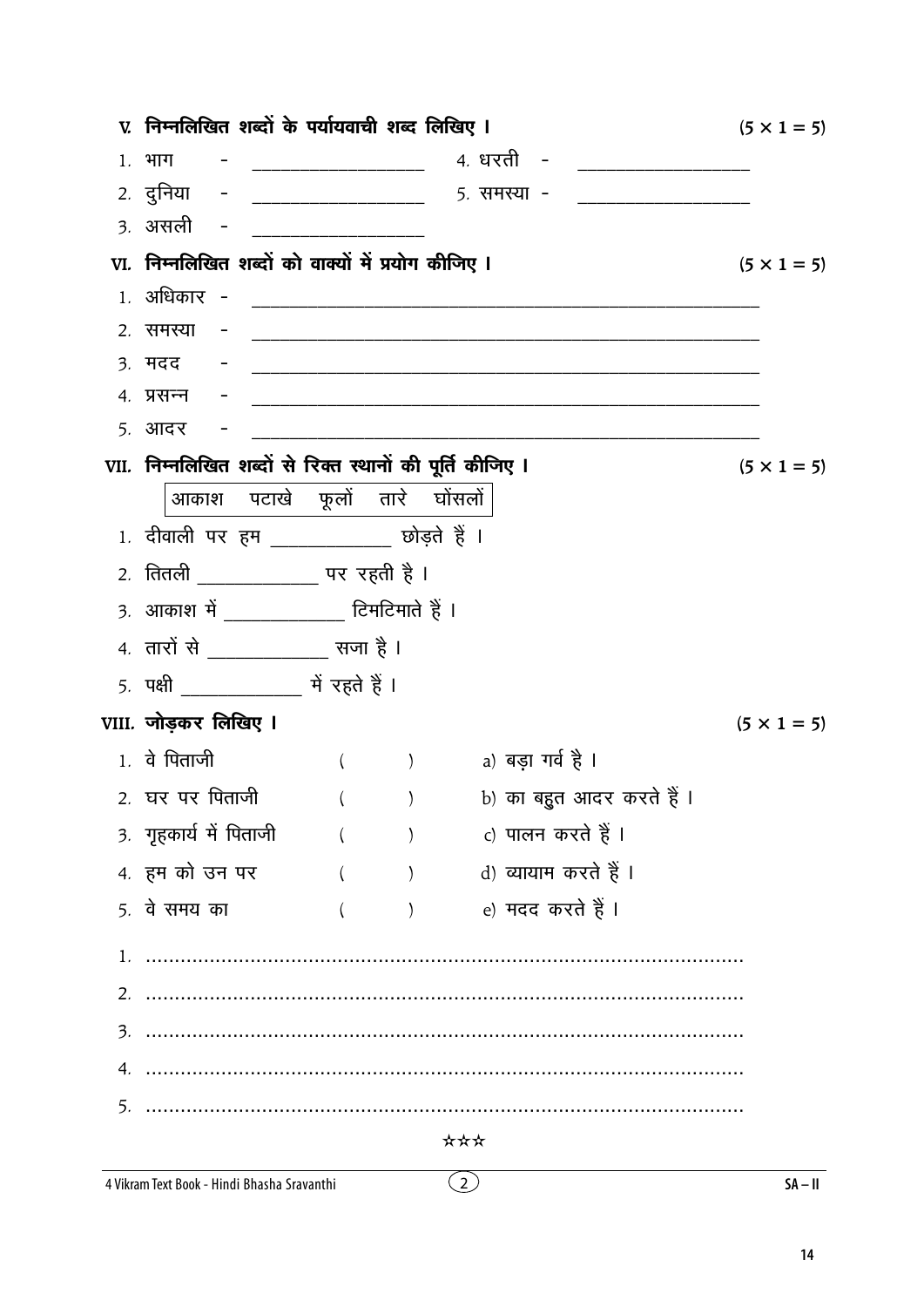**V. निम्नलिखित शब्दों के पर्यायवाची शब्द लिखिए ।** (5 × 1 = 5)

1. भाग - ________________
2. दुनिया - ________________
3. असली - ________________
4. धरती - ________________
5. समस्या - ________________

**VI. निम्नलिखित शब्दों को वाक्यों में प्रयोग कीजिए ।** (5 × 1 = 5)

1. अधिकार - ________________________________________________
2. समस्या - ________________________________________________
3. मदद - ________________________________________________
4. प्रसन्न - ________________________________________________
5. आदर - ________________________________________________

**VII. निम्नलिखित शब्दों से रिक्त स्थानों की पूर्ति कीजिए ।** (5 × 1 = 5)

| आकाश पटाखे फूलों तारे घोंसलों |
|---|

1. दीवाली पर हम ____________ छोड़ते हैं ।
2. तितली ____________ पर रहती है ।
3. आकाश में ____________ टिमटिमाते हैं ।
4. तारों से ____________ सजा है ।
5. पक्षी ____________ में रहते हैं ।

**VIII. जोड़कर लिखिए ।** (5 × 1 = 5)

1. वे पिताजी ( ) a) बड़ा गर्व है ।
2. घर पर पिताजी ( ) b) का बहुत आदर करते हैं ।
3. गृहकार्य में पिताजी ( ) c) पालन करते हैं ।
4. हम को उन पर ( ) d) व्यायाम करते हैं ।
5. वे समय का ( ) e) मदद करते हैं ।

1. ..........................................................................................
2. ..........................................................................................
3. ..........................................................................................
4. ..........................................................................................
5. ..........................................................................................

☆☆☆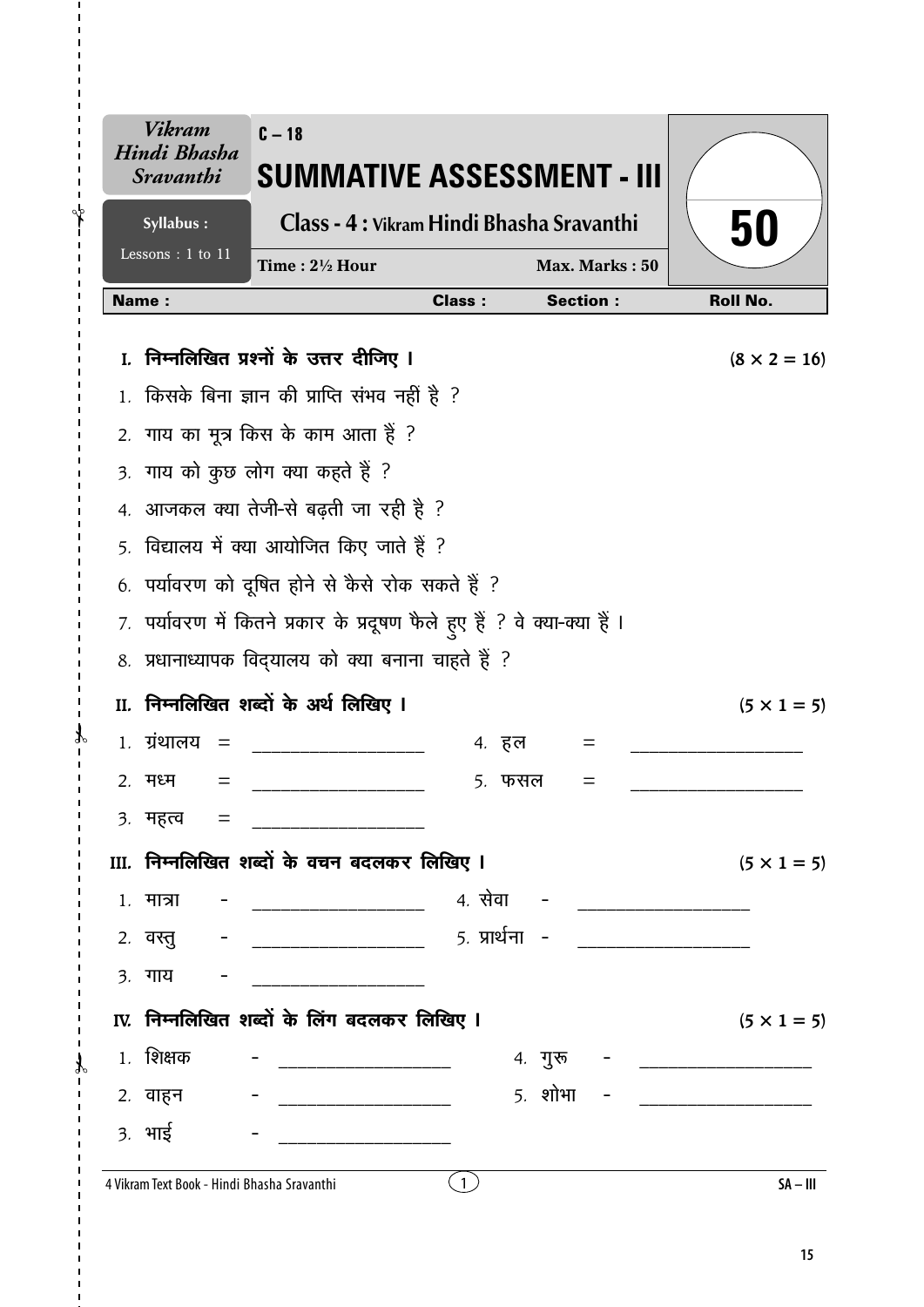| Vikram Hindi Bhasha Sravanthi | C – 18 **SUMMATIVE ASSESSMENT - III** | **50** |
|---|---|---|
| Syllabus : Lessons : 1 to 11 | Class - 4 : Vikram Hindi Bhasha Sravanthi | |
| | Time : 2½ Hour — Max. Marks : 50 | |

**Name :** **Class :** **Section :** **Roll No.**

## I. निम्नलिखित प्रश्नों के उत्तर दीजिए । $(8 \times 2 = 16)$

1. किसके बिना ज्ञान की प्राप्ति संभव नहीं है ?
2. गाय का मूत्र किस के काम आता हैं ?
3. गाय को कुछ लोग क्या कहते हैं ?
4. आजकल क्या तेजी-से बढ़ती जा रही है ?
5. विद्यालय में क्या आयोजित किए जाते हैं ?
6. पर्यावरण को दूषित होने से कैसे रोक सकते हैं ?
7. पर्यावरण में कितने प्रकार के प्रदूषण फैले हुए हैं ? वे क्या-क्या हैं ।
8. प्रधानाध्यापक विद्यालय को क्या बनाना चाहते हैं ?

## II. निम्नलिखित शब्दों के अर्थ लिखिए । $(5 \times 1 = 5)$

1. ग्रंथालय = ____________________ 4. हल = ____________________
2. मध्म = ____________________ 5. फसल = ____________________
3. महत्व = ____________________

## III. निम्नलिखित शब्दों के वचन बदलकर लिखिए । $(5 \times 1 = 5)$

1. मात्रा - ____________________ 4. सेवा - ____________________
2. वस्तु - ____________________ 5. प्रार्थना - ____________________
3. गाय - ____________________

## IV. निम्नलिखित शब्दों के लिंग बदलकर लिखिए । $(5 \times 1 = 5)$

1. शिक्षक - ____________________ 4. गुरू - ____________________
2. वाहन - ____________________ 5. शोभा - ____________________
3. भाई - ____________________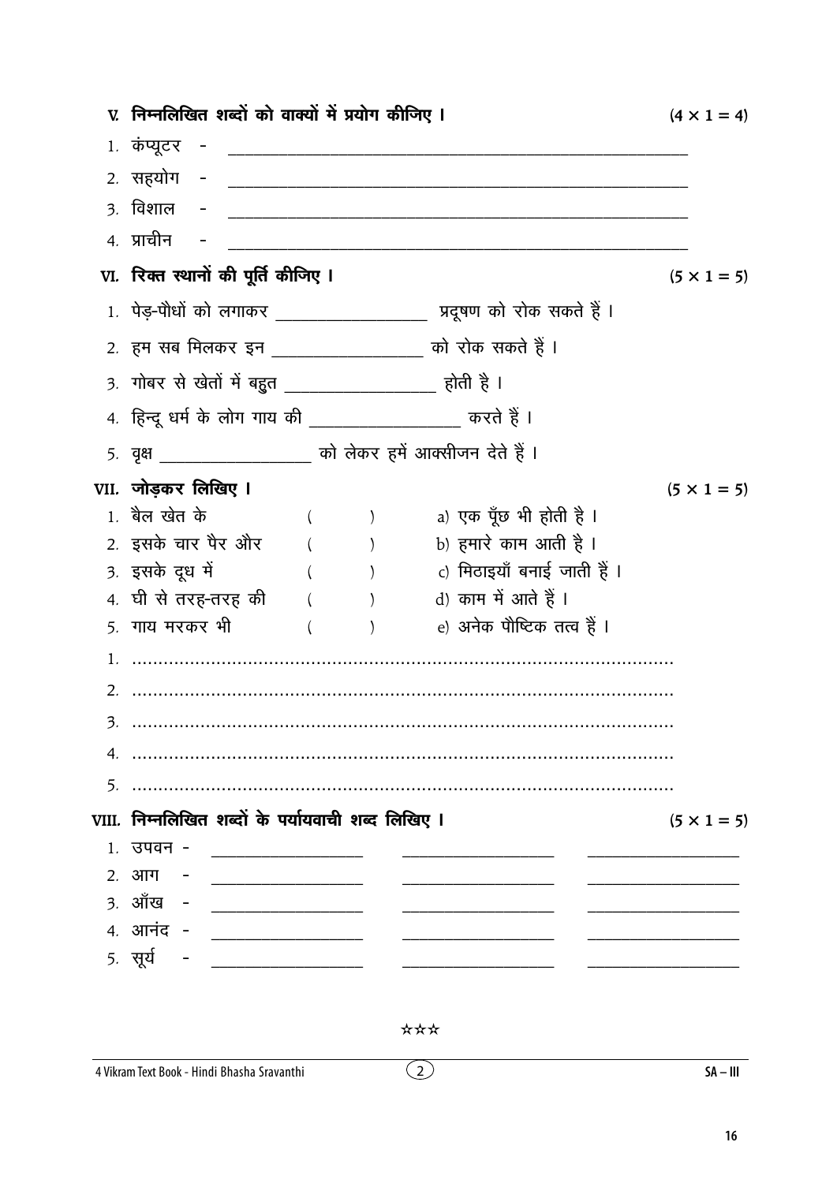**V. निम्नलिखित शब्दों को वाक्यों में प्रयोग कीजिए ।** (4 × 1 = 4)

1. कंप्यूटर - ________________________________________________
2. सहयोग - ________________________________________________
3. विशाल - ________________________________________________
4. प्राचीन - ________________________________________________

**VI. रिक्त स्थानों की पूर्ति कीजिए ।** (5 × 1 = 5)

1. पेड़-पौधों को लगाकर ________________ प्रदूषण को रोक सकते हैं ।
2. हम सब मिलकर इन ________________ को रोक सकते हैं ।
3. गोबर से खेतों में बहुत ________________ होती है ।
4. हिन्दू धर्म के लोग गाय की ________________ करते हैं ।
5. वृक्ष ________________ को लेकर हमें आक्सीजन देते हैं ।

**VII. जोड़कर लिखिए ।** (5 × 1 = 5)

| | | |
|---|---|---|
| 1. बैल खेत के | ( ) | a) एक पूँछ भी होती है । |
| 2. इसके चार पैर और | ( ) | b) हमारे काम आती है । |
| 3. इसके दूध में | ( ) | c) मिठाइयाँ बनाई जाती हैं । |
| 4. घी से तरह-तरह की | ( ) | d) काम में आते हैं । |
| 5. गाय मरकर भी | ( ) | e) अनेक पौष्टिक तत्व हैं । |

1. ....................................................................................................
2. ....................................................................................................
3. ....................................................................................................
4. ....................................................................................................
5. ....................................................................................................

**VIII. निम्नलिखित शब्दों के पर्यायवाची शब्द लिखिए ।** (5 × 1 = 5)

1. उपवन - ______________ ______________ ______________
2. आग - ______________ ______________ ______________
3. आँख - ______________ ______________ ______________
4. आनंद - ______________ ______________ ______________
5. सूर्य - ______________ ______________ ______________

☆☆☆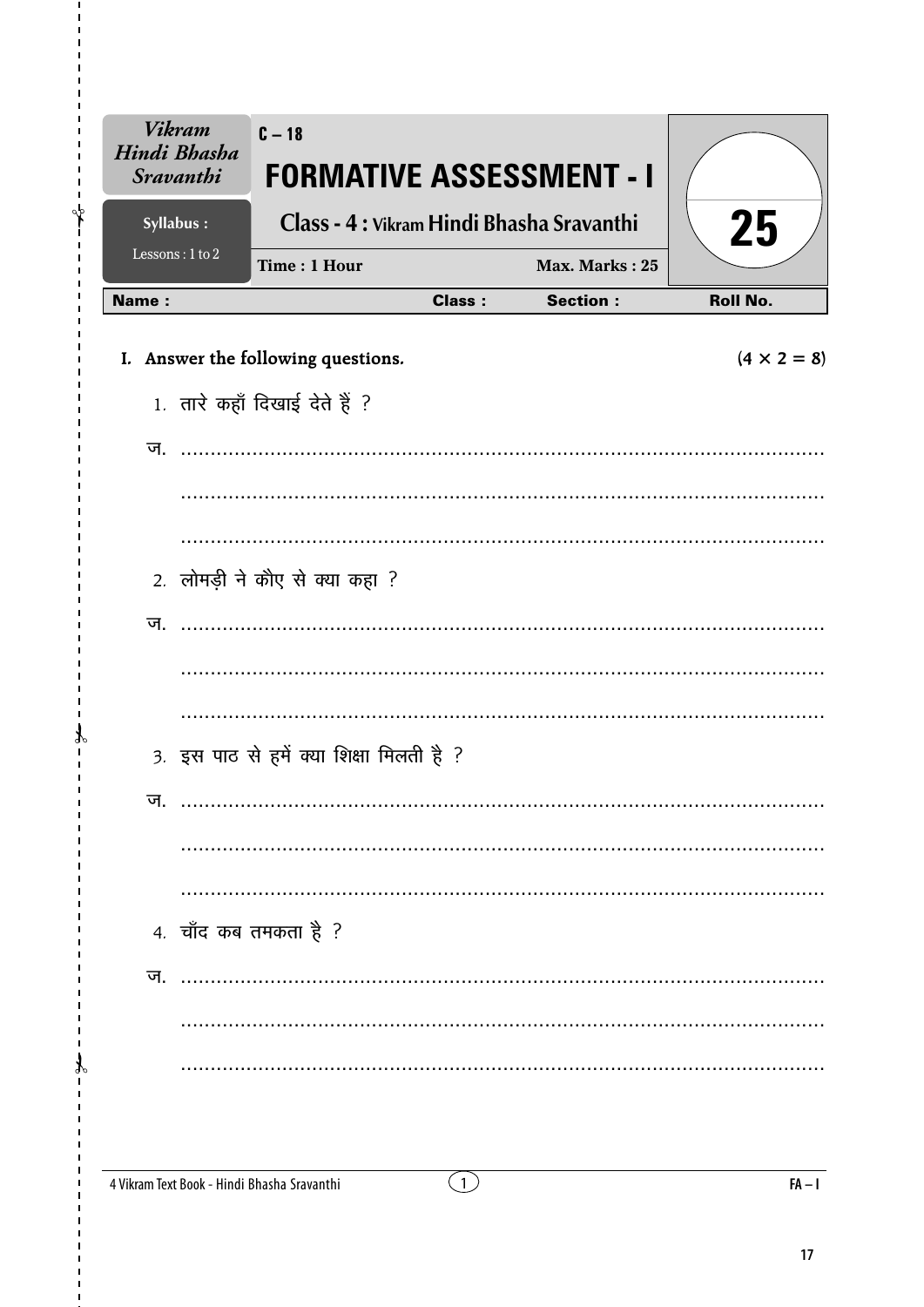| Vikram Hindi Bhasha Sravanthi | C – 18 FORMATIVE ASSESSMENT - I | | 25 |
|---|---|---|---|
| Syllabus : Lessons : 1 to 2 | Class - 4 : Vikram Hindi Bhasha Sravanthi | | |
| | Time : 1 Hour | Max. Marks : 25 | |

| Name : | Class : | Section : | Roll No. |
|---|---|---|---|

## I. Answer the following questions. (4 × 2 = 8)

1. तारे कहाँ दिखाई देते हैं ?

ज. ............................................................................................................

............................................................................................................

............................................................................................................

2. लोमड़ी ने कौए से क्या कहा ?

ज. ............................................................................................................

............................................................................................................

............................................................................................................

3. इस पाठ से हमें क्या शिक्षा मिलती है ?

ज. ............................................................................................................

............................................................................................................

............................................................................................................

4. चाँद कब तमकता है ?

ज. ............................................................................................................

............................................................................................................

............................................................................................................

4 Vikram Text Book - Hindi Bhasha Sravanthi (1) FA – I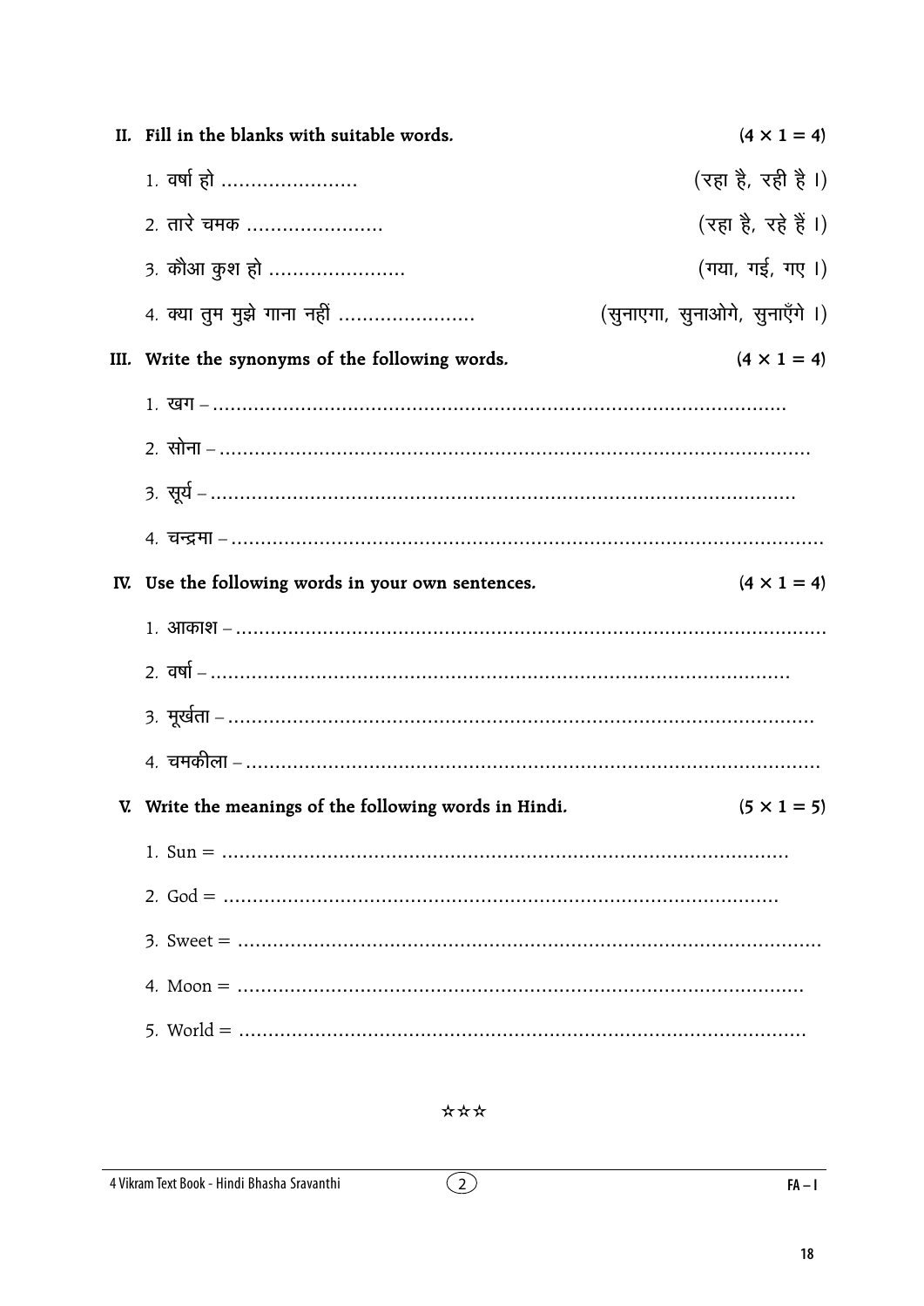**II. Fill in the blanks with suitable words.** (4 × 1 = 4)

1. वर्षा हो ...................... (रहा है, रही है ।)
2. तारे चमक ...................... (रहा है, रहे हैं ।)
3. कौआ कुश हो ...................... (गया, गई, गए ।)
4. क्या तुम मुझे गाना नहीं ...................... (सुनाएगा, सुनाओगे, सुनाएँगे ।)

**III. Write the synonyms of the following words.** (4 × 1 = 4)

1. खग – ....................................................................................
2. सोना – ....................................................................................
3. सूर्य – ....................................................................................
4. चन्द्रमा – ....................................................................................

**IV. Use the following words in your own sentences.** (4 × 1 = 4)

1. आकाश – ....................................................................................
2. वर्षा – ....................................................................................
3. मूर्खता – ....................................................................................
4. चमकीला – ....................................................................................

**V. Write the meanings of the following words in Hindi.** (5 × 1 = 5)

1. Sun = ....................................................................................
2. God = ....................................................................................
3. Sweet = ....................................................................................
4. Moon = ....................................................................................
5. World = ....................................................................................

☆☆☆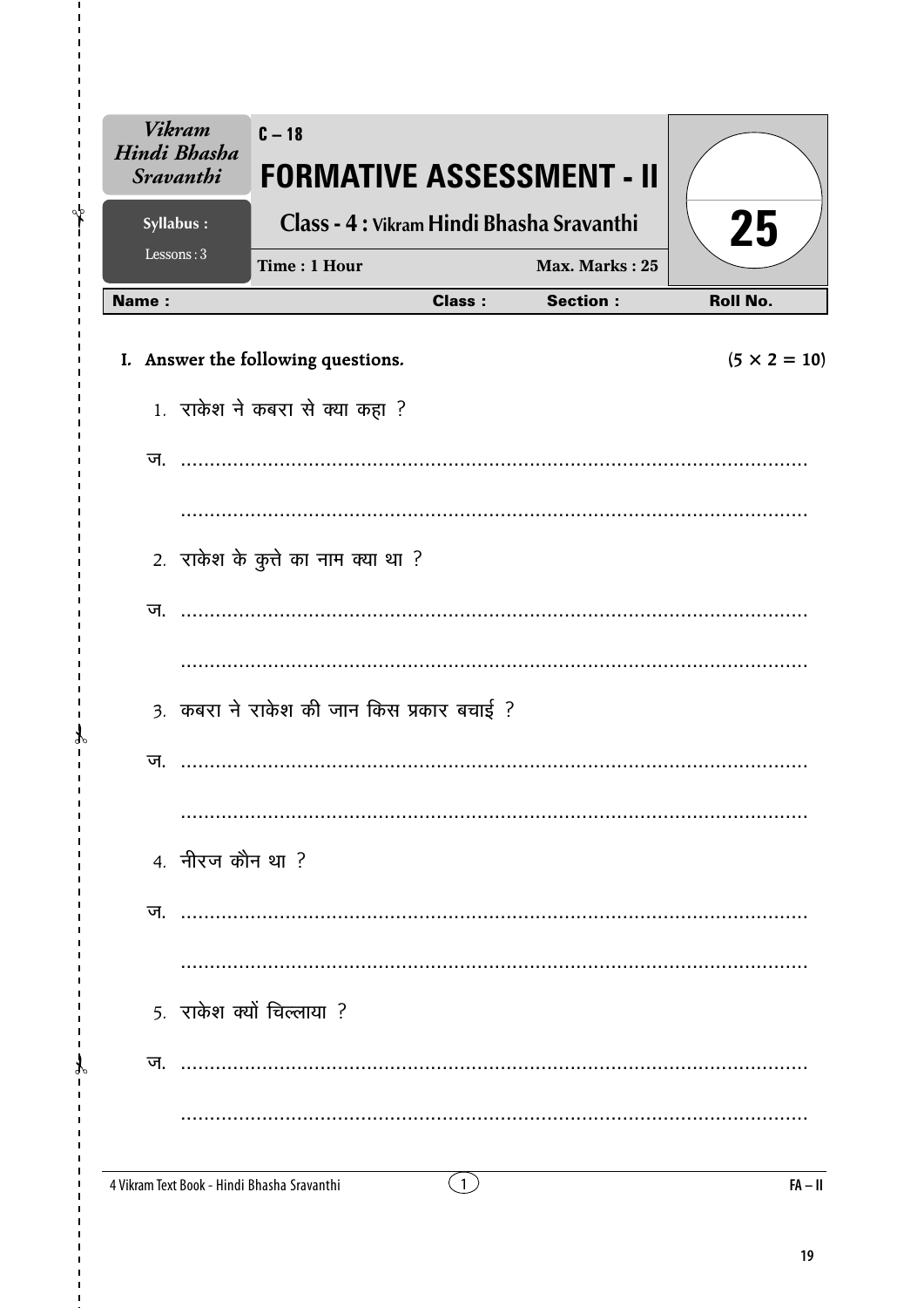| Vikram Hindi Bhasha Sravanthi | C – 18 **FORMATIVE ASSESSMENT - II** | |
|---|---|---|
| **Syllabus :** Lessons : 3 | **Class - 4 : Vikram Hindi Bhasha Sravanthi** | **25** |
| | **Time : 1 Hour** &nbsp;&nbsp;&nbsp; **Max. Marks : 25** | |

| Name : | Class : | Section : | Roll No. |
|---|---|---|---|

**I. Answer the following questions.** **(5 × 2 = 10)**

1. राकेश ने कबरा से क्या कहा ?

ज. ..........................................................................................................

..........................................................................................................

2. राकेश के कुत्ते का नाम क्या था ?

ज. ..........................................................................................................

..........................................................................................................

3. कबरा ने राकेश की जान किस प्रकार बचाई ?

ज. ..........................................................................................................

..........................................................................................................

4. नीरज कौन था ?

ज. ..........................................................................................................

..........................................................................................................

5. राकेश क्यों चिल्लाया ?

ज. ..........................................................................................................

..........................................................................................................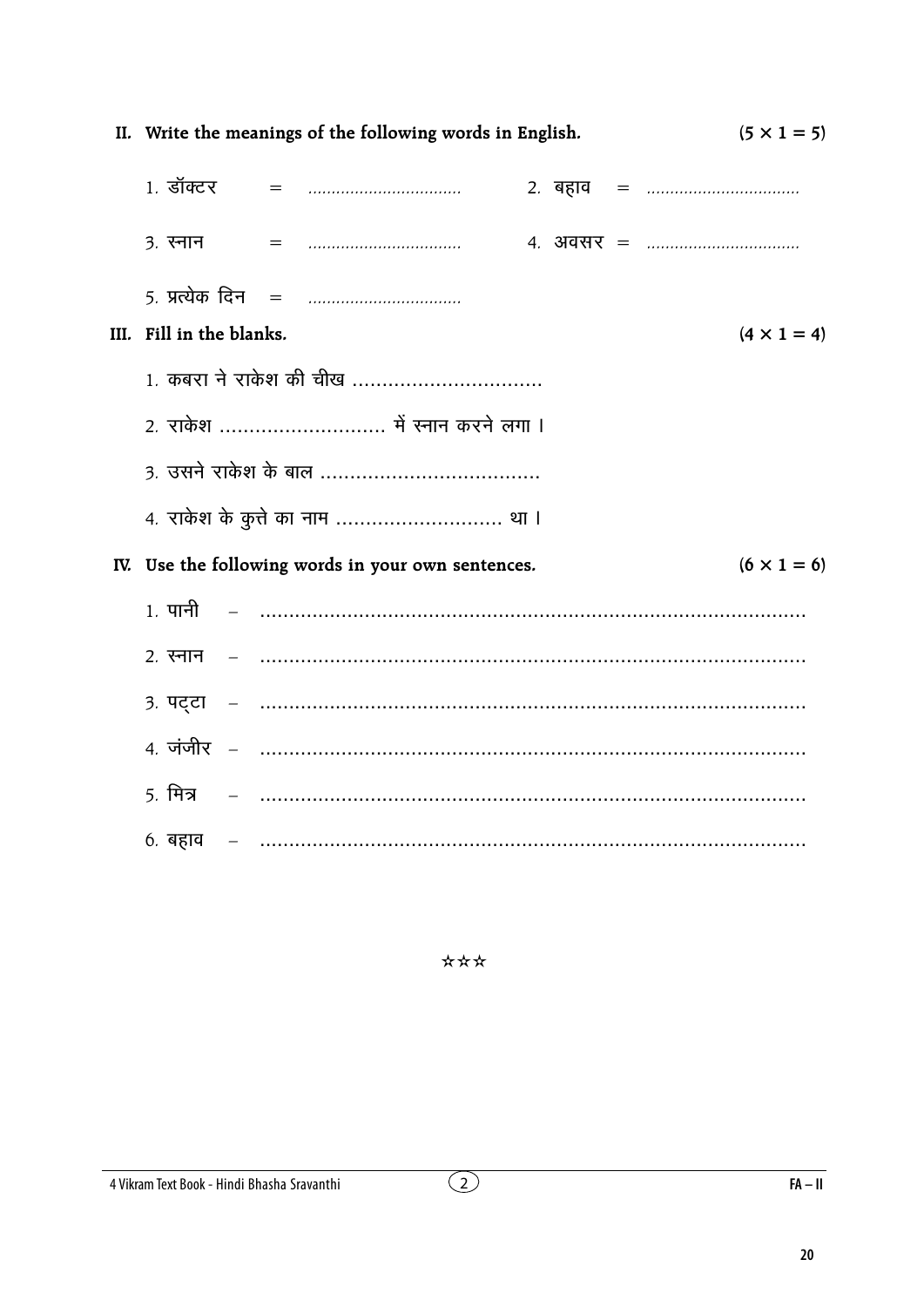**II. Write the meanings of the following words in English. (5 × 1 = 5)**

1. डॉक्टर = ................................ 2. बहाव = ................................

3. स्नान = ................................ 4. अवसर = ................................

5. प्रत्येक दिन = ................................

**III. Fill in the blanks. (4 × 1 = 4)**

1. कबरा ने राकेश की चीख ................................

2. राकेश ............................ में स्नान करने लगा ।

3. उसने राकेश के बाल .....................................

4. राकेश के कुत्ते का नाम ............................ था ।

**IV. Use the following words in your own sentences. (6 × 1 = 6)**

1. पानी – ..............................................................................................

2. स्नान – ..............................................................................................

3. पट्टा – ..............................................................................................

4. जंजीर – ..............................................................................................

5. मित्र – ..............................................................................................

6. बहाव – ..............................................................................................

☆☆☆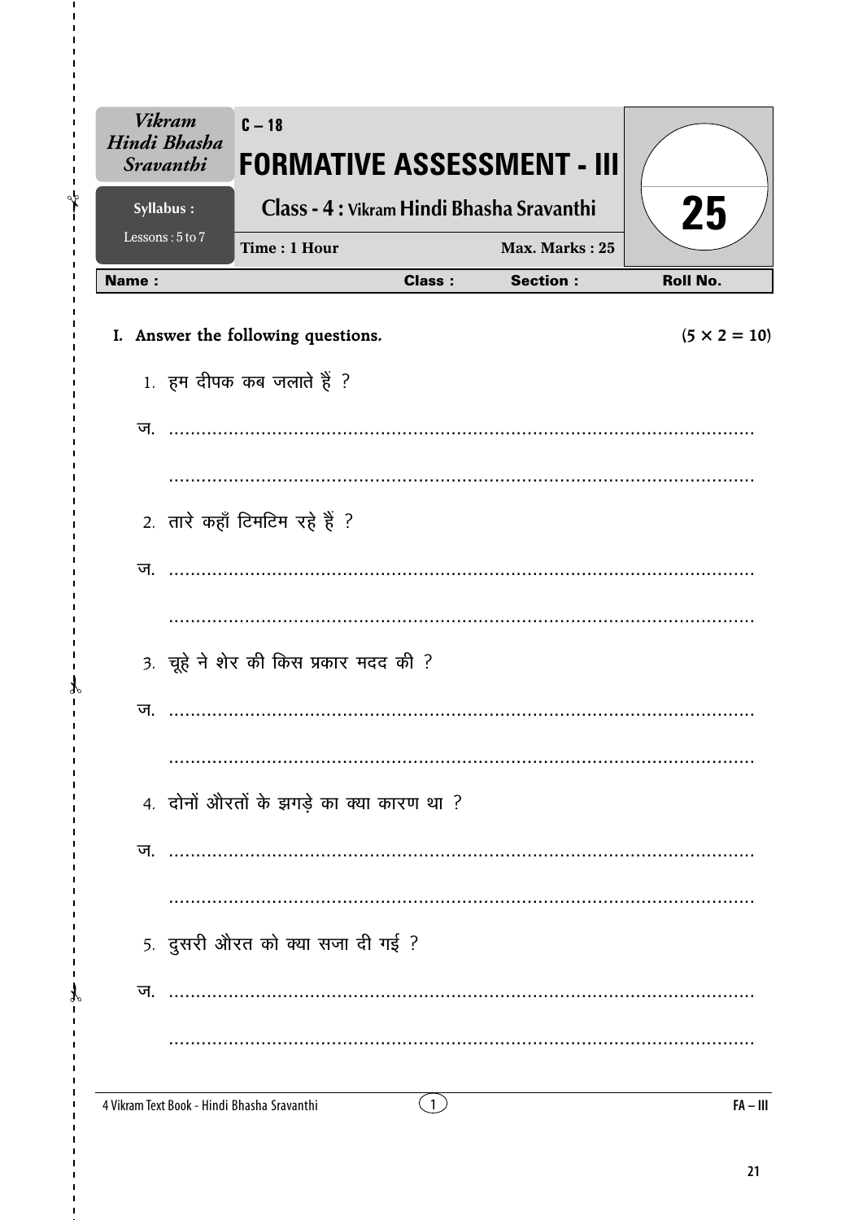| Vikram Hindi Bhasha Sravanthi | C – 18 FORMATIVE ASSESSMENT - III | | 25 |
|---|---|---|---|
| Syllabus : Lessons : 5 to 7 | Class - 4 : Vikram Hindi Bhasha Sravanthi | | |
| | Time : 1 Hour | Max. Marks : 25 | |

| Name : | Class : | Section : | Roll No. |
|---|---|---|---|

## I. Answer the following questions. (5 × 2 = 10)

1. हम दीपक कब जलाते हैं ?

ज. ...........................................................................................................

...........................................................................................................

2. तारे कहाँ टिमटिम रहे हैं ?

ज. ...........................................................................................................

...........................................................................................................

3. चूहे ने शेर की किस प्रकार मदद की ?

ज. ...........................................................................................................

...........................................................................................................

4. दोनों औरतों के झगड़े का क्या कारण था ?

ज. ...........................................................................................................

...........................................................................................................

5. दुसरी औरत को क्या सजा दी गई ?

ज. ...........................................................................................................

...........................................................................................................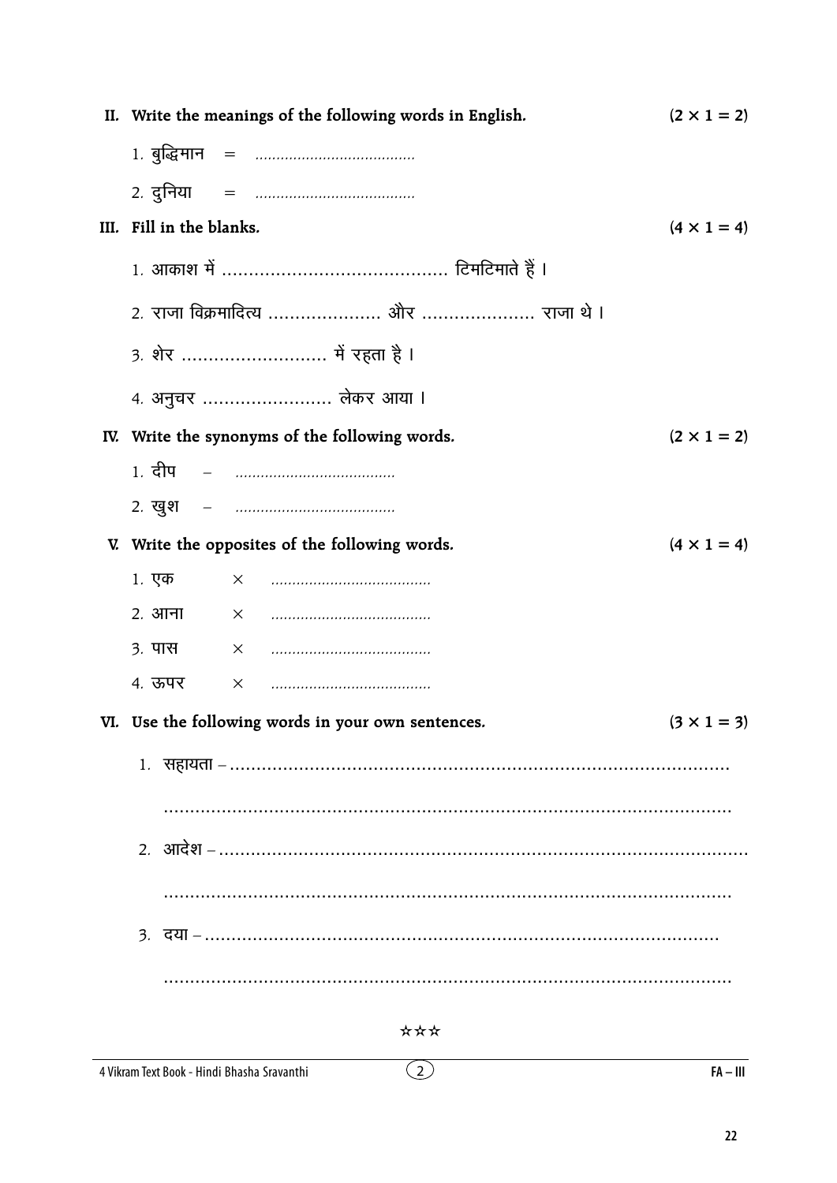**II. Write the meanings of the following words in English.** **(2 × 1 = 2)**

1. बुद्धिमान = ......................................
2. दुनिया = ......................................

**III. Fill in the blanks.** **(4 × 1 = 4)**

1. आकाश में ......................................... टिमटिमाते हैं।
2. राजा विक्रमादित्य .................... और .................... राजा थे।
3. शेर .......................... में रहता है।
4. अनुचर ....................... लेकर आया।

**IV. Write the synonyms of the following words.** **(2 × 1 = 2)**

1. दीप – ......................................
2. खुश – ......................................

**V. Write the opposites of the following words.** **(4 × 1 = 4)**

1. एक × ......................................
2. आना × ......................................
3. पास × ......................................
4. ऊपर × ......................................

**VI. Use the following words in your own sentences.** **(3 × 1 = 3)**

1. सहायता – ....................................................................................

   ....................................................................................

2. आदेश – ....................................................................................

   ....................................................................................

3. दया – ....................................................................................

   ....................................................................................

☆☆☆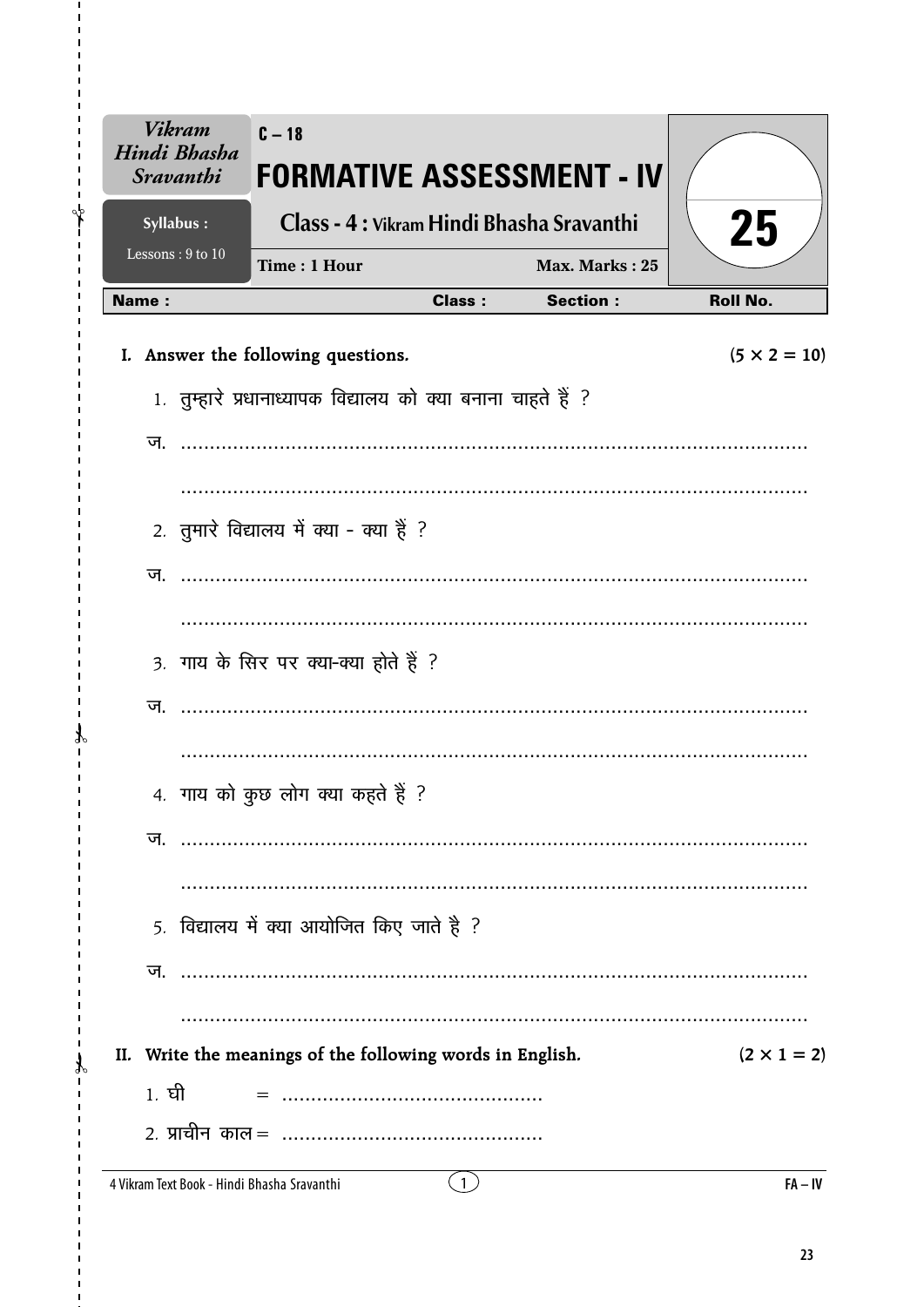| Vikram Hindi Bhasha Sravanthi | C – 18 FORMATIVE ASSESSMENT - IV | | 25 |
|---|---|---|---|
| Syllabus : Lessons : 9 to 10 | Class - 4 : Vikram Hindi Bhasha Sravanthi | | |
| | Time : 1 Hour | Max. Marks : 25 | |

| Name : | Class : | Section : | Roll No. |
|---|---|---|---|

**I. Answer the following questions.** **(5 × 2 = 10)**

1. तुम्हारे प्रधानाध्यापक विद्यालय को क्या बनाना चाहते हैं ?

ज. ..............................................................................................

..............................................................................................

2. तुमारे विद्यालय में क्या - क्या हैं ?

ज. ..............................................................................................

..............................................................................................

3. गाय के सिर पर क्या-क्या होते हैं ?

ज. ..............................................................................................

..............................................................................................

4. गाय को कुछ लोग क्या कहते हैं ?

ज. ..............................................................................................

..............................................................................................

5. विद्यालय में क्या आयोजित किए जाते है ?

ज. ..............................................................................................

..............................................................................................

**II. Write the meanings of the following words in English.** **(2 × 1 = 2)**

1. घी = ............................................

2. प्राचीन काल = ............................................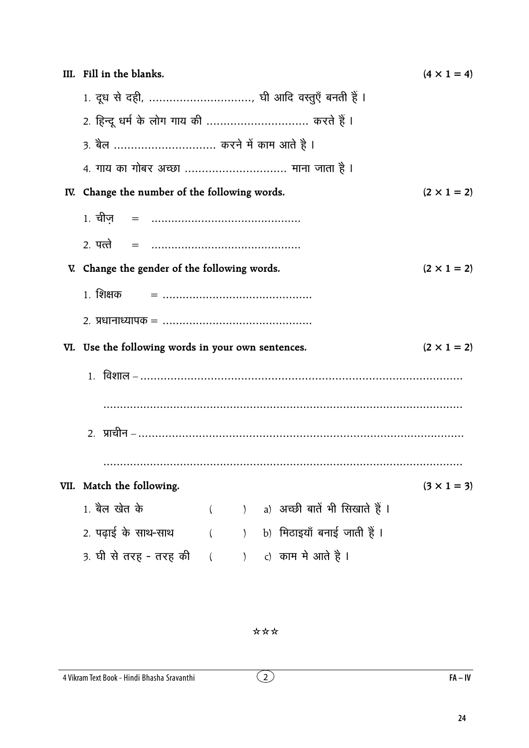## III. Fill in the blanks. (4 × 1 = 4)

1. दूध से दही, ..............................., घी आदि वस्तुएँ बनती हैं ।
2. हिन्दू धर्म के लोग गाय की .............................. करते हैं ।
3. बैल .............................. करने में काम आते है ।
4. गाय का गोबर अच्छा .............................. माना जाता है ।

## IV. Change the number of the following words. (2 × 1 = 2)

1. चीज़ = ............................................
2. पत्ते = ............................................

## V. Change the gender of the following words. (2 × 1 = 2)

1. शिक्षक = ............................................
2. प्रधानाध्यापक = ............................................

## VI. Use the following words in your own sentences. (2 × 1 = 2)

1. विशाल – .................................................................................................

.................................................................................................

2. प्राचीन – .................................................................................................

.................................................................................................

## VII. Match the following. (3 × 1 = 3)

1. बैल खेत के ( ) a) अच्छी बातें भी सिखाते हैं ।
2. पढ़ाई के साथ-साथ ( ) b) मिठाइयाँ बनाई जाती हैं ।
3. घी से तरह - तरह की ( ) c) काम मे आते है ।

☆☆☆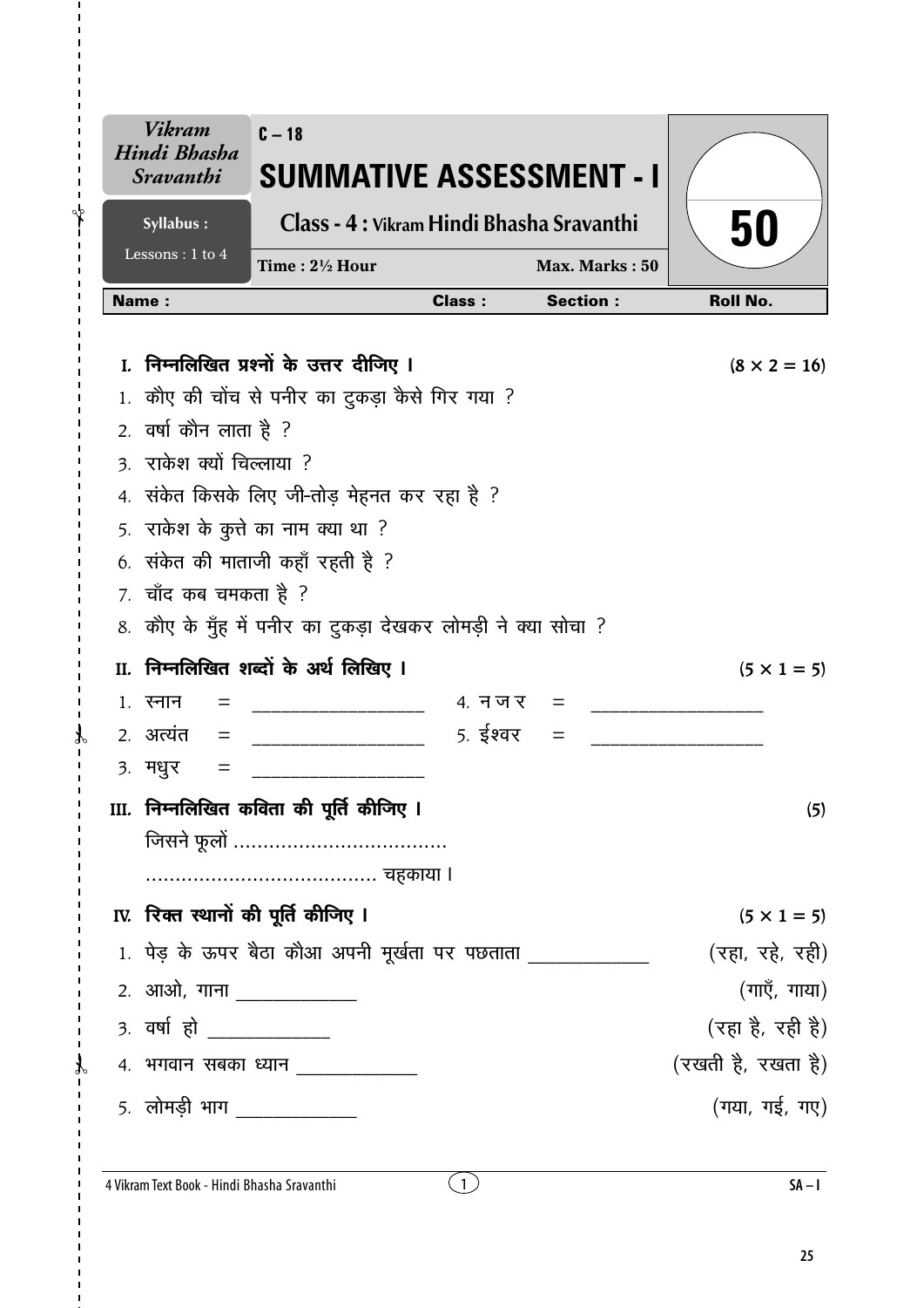| Vikram Hindi Bhasha Sravanthi | C – 18 SUMMATIVE ASSESSMENT - I | 50 |
|---|---|---|
| Syllabus : Lessons : 1 to 4 | Class - 4 : Vikram Hindi Bhasha Sravanthi | |
| | Time : 2½ Hour — Max. Marks : 50 | |

**Name :** **Class :** **Section :** **Roll No.**

## I. निम्नलिखित प्रश्नों के उत्तर दीजिए । (8 × 2 = 16)

1. कौए की चोंच से पनीर का टुकड़ा कैसे गिर गया ?
2. वर्षा कौन लाता है ?
3. राकेश क्यों चिल्लाया ?
4. संकेत किसके लिए जी-तोड़ मेहनत कर रहा है ?
5. राकेश के कुत्ते का नाम क्या था ?
6. संकेत की माताजी कहाँ रहती है ?
7. चाँद कब चमकता है ?
8. कौए के मुँह में पनीर का टुकड़ा देखकर लोमड़ी ने क्या सोचा ?

## II. निम्नलिखित शब्दों के अर्थ लिखिए । (5 × 1 = 5)

1. स्नान = ________________ 4. नजर = ________________
2. अत्यंत = ________________ 5. ईश्वर = ________________
3. मधुर = ________________

## III. निम्नलिखित कविता की पूर्ति कीजिए । (5)

जिसने फूलों ....................................

....................................... चहकाया ।

## IV. रिक्त स्थानों की पूर्ति कीजिए । (5 × 1 = 5)

1. पेड़ के ऊपर बैठा कौआ अपनी मूर्खता पर पछताता ____________ (रहा, रहे, रही)
2. आओ, गाना ____________ (गाएँ, गाया)
3. वर्षा हो ____________ (रहा है, रही है)
4. भगवान सबका ध्यान ____________ (रखती है, रखता है)
5. लोमड़ी भाग ____________ (गया, गई, गए)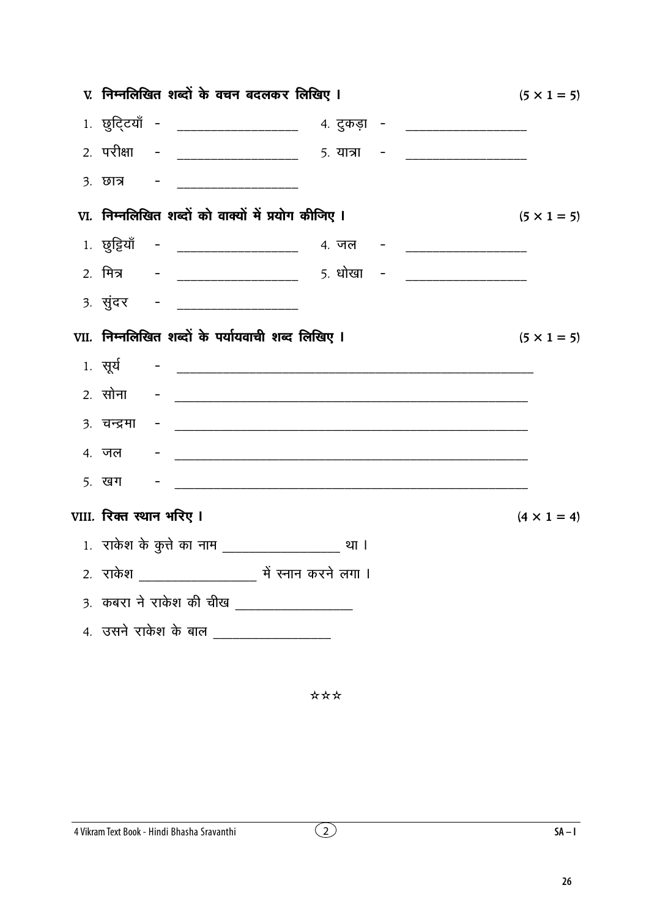**V. निम्नलिखित शब्दों के वचन बदलकर लिखिए ।** (5 × 1 = 5)

1. छुट्टियाँ - ___________________ 4. टुकड़ा - ___________________
2. परीक्षा - ___________________ 5. यात्रा - ___________________
3. छात्र - ___________________

**VI. निम्नलिखित शब्दों को वाक्यों में प्रयोग कीजिए ।** (5 × 1 = 5)

1. छुट्टियाँ - ___________________ 4. जल - ___________________
2. मित्र - ___________________ 5. धोखा - ___________________
3. सुंदर - ___________________

**VII. निम्नलिखित शब्दों के पर्यायवाची शब्द लिखिए ।** (5 × 1 = 5)

1. सूर्य - ___________________________________________________
2. सोना - ___________________________________________________
3. चन्द्रमा - ___________________________________________________
4. जल - ___________________________________________________
5. खग - ___________________________________________________

**VIII. रिक्त स्थान भरिए ।** (4 × 1 = 4)

1. राकेश के कुत्ते का नाम ___________________ था ।
2. राकेश ___________________ में स्नान करने लगा ।
3. कबरा ने राकेश की चीख ___________________
4. उसने राकेश के बाल ___________________

☆☆☆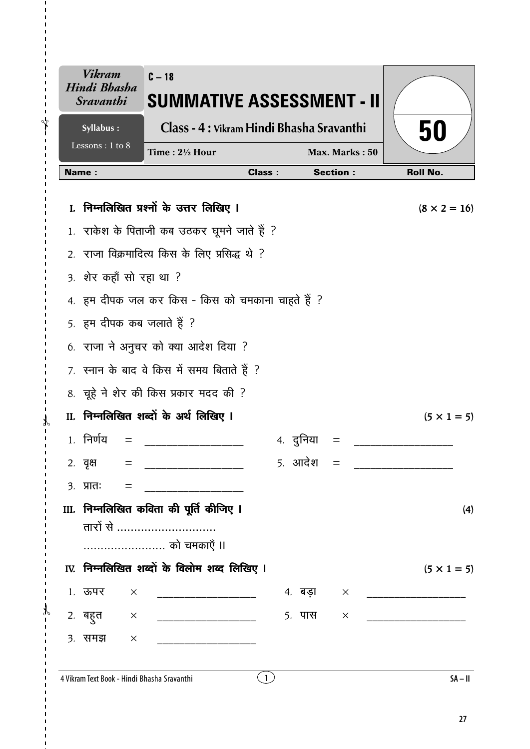| *Vikram Hindi Bhasha Sravanthi* | C – 18 | |
|---|---|---|
| | **SUMMATIVE ASSESSMENT - II** | **50** |
| **Syllabus :** Lessons : 1 to 8 | **Class - 4 : Vikram Hindi Bhasha Sravanthi** | |
| | **Time : 2½ Hour** &nbsp;&nbsp;&nbsp; **Max. Marks : 50** | |

**Name :** &nbsp;&nbsp;&nbsp;&nbsp;&nbsp;&nbsp;&nbsp;&nbsp;&nbsp;&nbsp;&nbsp;&nbsp;&nbsp;&nbsp;&nbsp;&nbsp; **Class :** &nbsp;&nbsp;&nbsp;&nbsp;&nbsp;&nbsp; **Section :** &nbsp;&nbsp;&nbsp;&nbsp;&nbsp;&nbsp; **Roll No.**

**I. निम्नलिखित प्रश्नों के उत्तर लिखिए ।** **(8 × 2 = 16)**

1. राकेश के पिताजी कब उठकर घूमने जाते हैं ?
2. राजा विक्रमादित्य किस के लिए प्रसिद्ध थे ?
3. शेर कहाँ सो रहा था ?
4. हम दीपक जल कर किस - किस को चमकाना चाहते हैं ?
5. हम दीपक कब जलाते हैं ?
6. राजा ने अनुचर को क्या आदेश दिया ?
7. स्नान के बाद वे किस में समय बिताते हैं ?
8. चूहे ने शेर की किस प्रकार मदद की ?

**II. निम्नलिखित शब्दों के अर्थ लिखिए ।** **(5 × 1 = 5)**

1. निर्णय = ____________________
2. वृक्ष = ____________________
3. प्रातः = ____________________
4. दुनिया = ____________________
5. आदेश = ____________________

**III. निम्नलिखित कविता की पूर्ति कीजिए ।** **(4)**

तारों से ..............................

......................... को चमकाएँ ।।

**IV. निम्नलिखित शब्दों के विलोम शब्द लिखिए ।** **(5 × 1 = 5)**

1. ऊपर × ____________________
2. बहुत × ____________________
3. समझ × ____________________
4. बड़ा × ____________________
5. पास × ____________________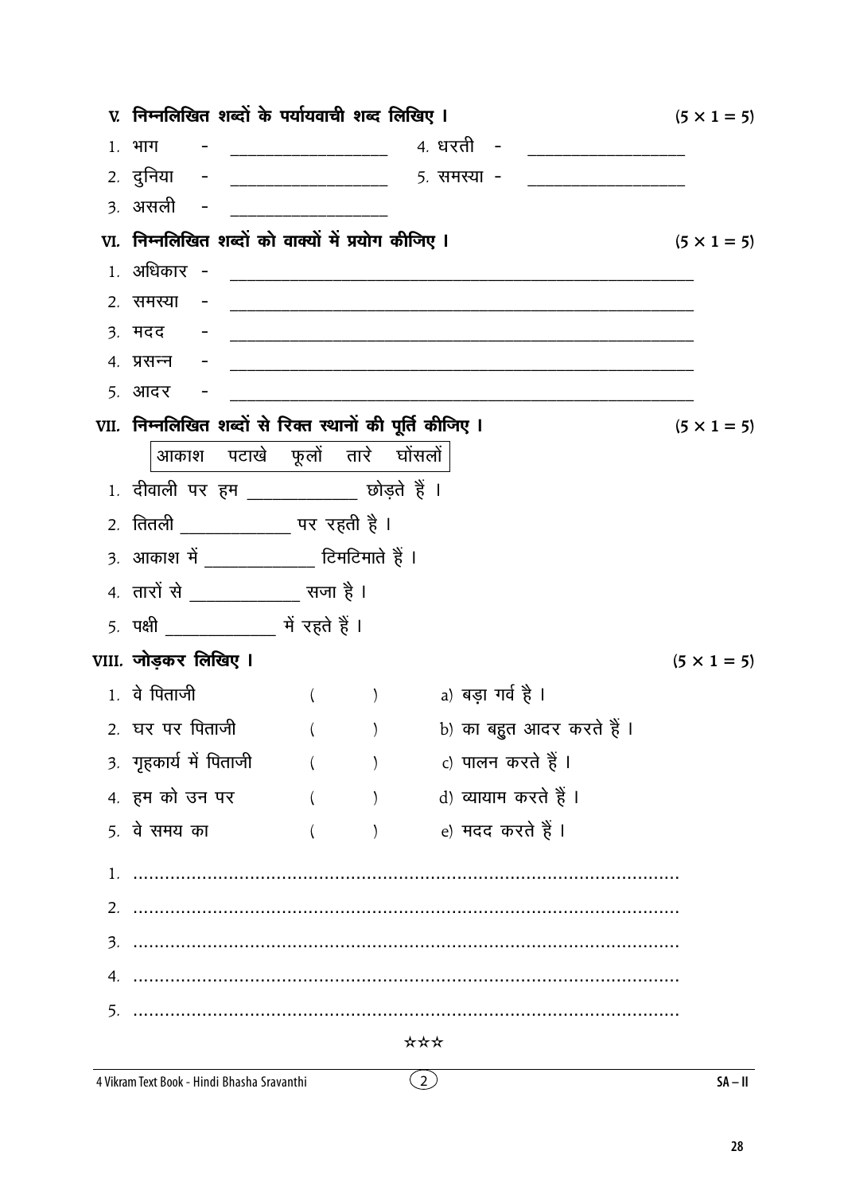**V. निम्नलिखित शब्दों के पर्यायवाची शब्द लिखिए ।** (5 × 1 = 5)

1. भाग - ____________________
2. दुनिया - ____________________
3. असली - ____________________
4. धरती - ____________________
5. समस्या - ____________________

**VI. निम्नलिखित शब्दों को वाक्यों में प्रयोग कीजिए ।** (5 × 1 = 5)

1. अधिकार - ____________________________________________________________
2. समस्या - ____________________________________________________________
3. मदद - ____________________________________________________________
4. प्रसन्न - ____________________________________________________________
5. आदर - ____________________________________________________________

**VII. निम्नलिखित शब्दों से रिक्त स्थानों की पूर्ति कीजिए ।** (5 × 1 = 5)

| आकाश | पटाखे | फूलों | तारे | घोंसलों |
|---|---|---|---|---|

1. दीवाली पर हम ______________ छोड़ते हैं ।
2. तितली ______________ पर रहती है ।
3. आकाश में ______________ टिमटिमाते हैं ।
4. तारों से ______________ सजा है ।
5. पक्षी ______________ में रहते हैं ।

**VIII. जोड़कर लिखिए ।** (5 × 1 = 5)

| | | |
|---|---|---|
| 1. वे पिताजी | ( ) | a) बड़ा गर्व है । |
| 2. घर पर पिताजी | ( ) | b) का बहुत आदर करते हैं । |
| 3. गृहकार्य में पिताजी | ( ) | c) पालन करते हैं । |
| 4. हम को उन पर | ( ) | d) व्यायाम करते हैं । |
| 5. वे समय का | ( ) | e) मदद करते हैं । |

1. ..........................................................................................
2. ..........................................................................................
3. ..........................................................................................
4. ..........................................................................................
5. ..........................................................................................

☆☆☆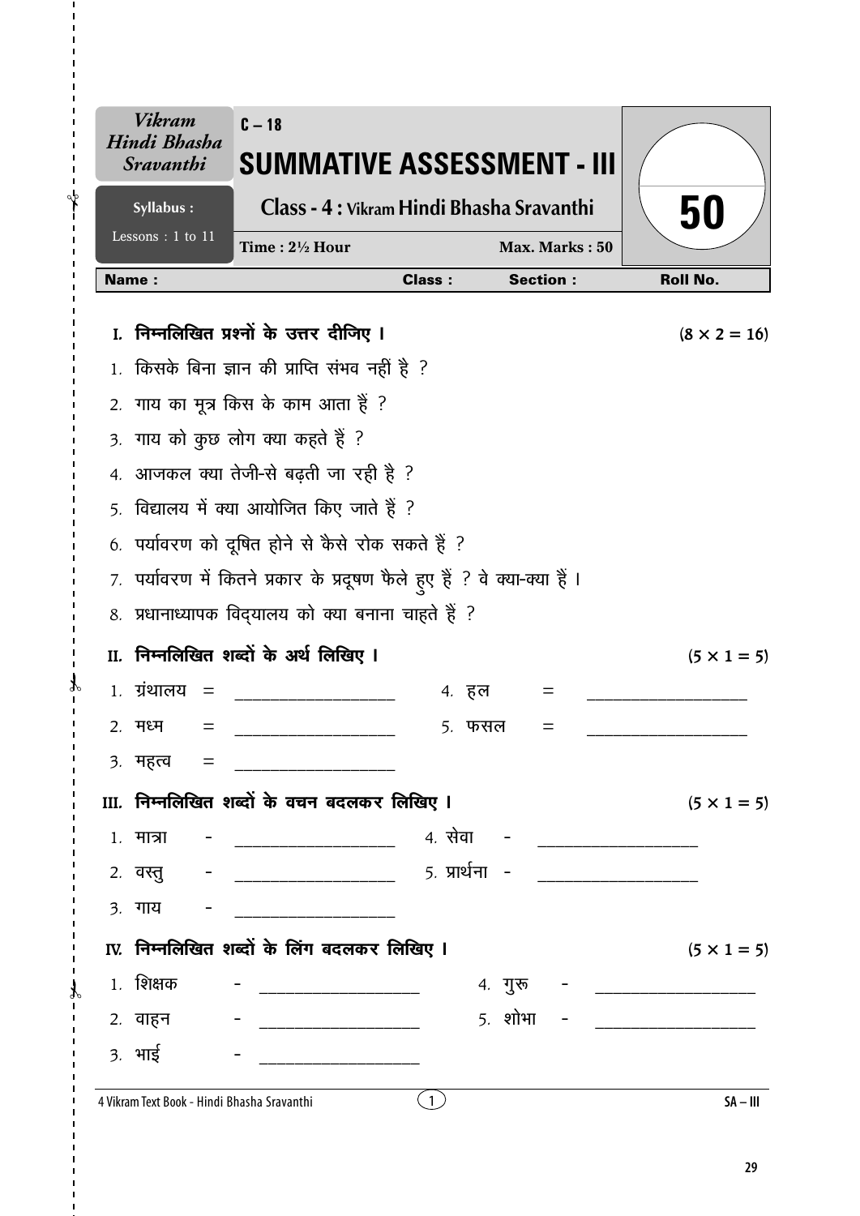| Vikram Hindi Bhasha Sravanthi | C – 18 | |
|---|---|---|
| | **SUMMATIVE ASSESSMENT - III** | **50** |
| Syllabus : Lessons : 1 to 11 | **Class - 4 : Vikram Hindi Bhasha Sravanthi** | |
| | Time : 2½ Hour — Max. Marks : 50 | |

**Name :** **Class :** **Section :** **Roll No.**

## I. निम्नलिखित प्रश्नों के उत्तर दीजिए । (8 × 2 = 16)

1. किसके बिना ज्ञान की प्राप्ति संभव नहीं है ?
2. गाय का मूत्र किस के काम आता हैं ?
3. गाय को कुछ लोग क्या कहते हैं ?
4. आजकल क्या तेजी-से बढ़ती जा रही है ?
5. विद्यालय में क्या आयोजित किए जाते हैं ?
6. पर्यावरण को दूषित होने से कैसे रोक सकते हैं ?
7. पर्यावरण में कितने प्रकार के प्रदूषण फैले हुए हैं ? वे क्या-क्या हैं ।
8. प्रधानाध्यापक विद्यालय को क्या बनाना चाहते हैं ?

## II. निम्नलिखित शब्दों के अर्थ लिखिए । (5 × 1 = 5)

1. ग्रंथालय = ____________
2. मध्म = ____________
3. महत्व = ____________
4. हल = ____________
5. फसल = ____________

## III. निम्नलिखित शब्दों के वचन बदलकर लिखिए । (5 × 1 = 5)

1. मात्रा - ____________
2. वस्तु - ____________
3. गाय - ____________
4. सेवा - ____________
5. प्रार्थना - ____________

## IV. निम्नलिखित शब्दों के लिंग बदलकर लिखिए । (5 × 1 = 5)

1. शिक्षक - ____________
2. वाहन - ____________
3. भाई - ____________
4. गुरू - ____________
5. शोभा - ____________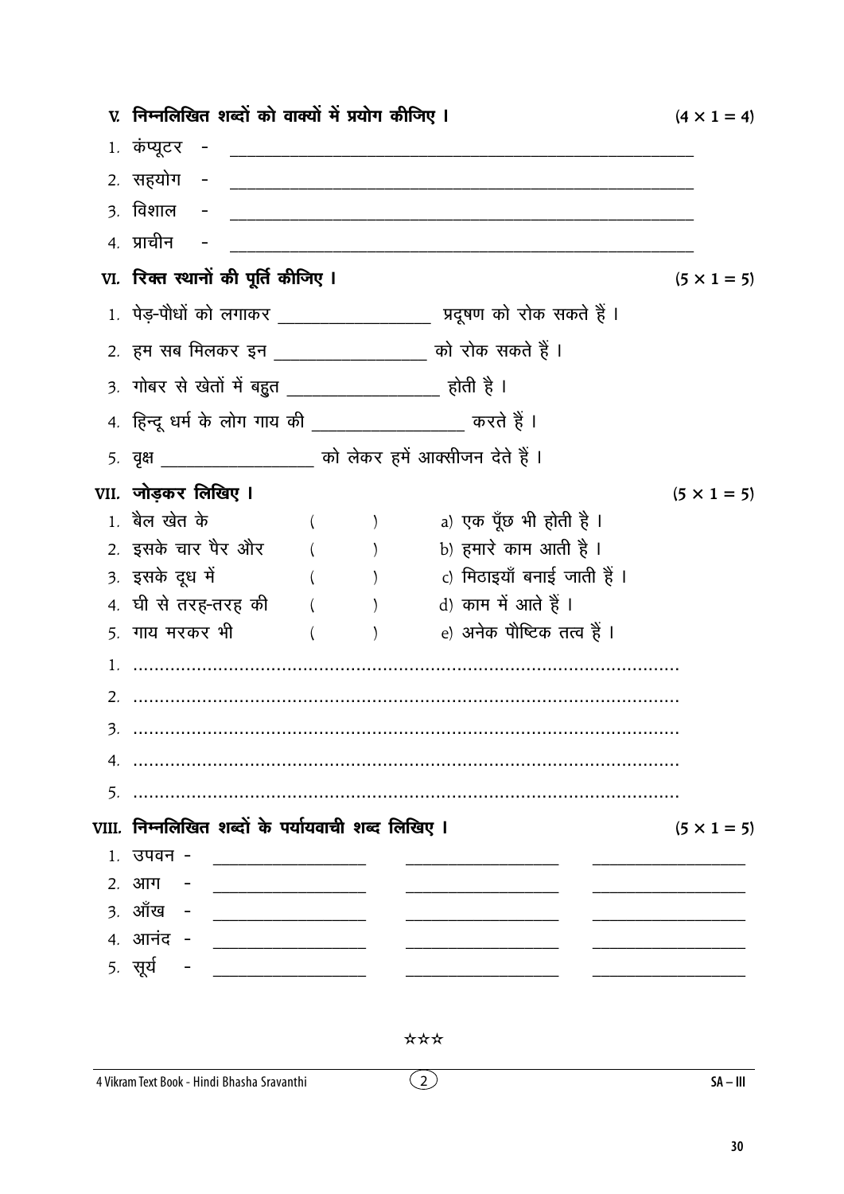### V. निम्नलिखित शब्दों को वाक्यों में प्रयोग कीजिए । $(4 \times 1 = 4)$

1. कंप्यूटर - ______________________________
2. सहयोग - ______________________________
3. विशाल - ______________________________
4. प्राचीन - ______________________________

### VI. रिक्त स्थानों की पूर्ति कीजिए । $(5 \times 1 = 5)$

1. पेड़-पौधों को लगाकर ______________ प्रदूषण को रोक सकते हैं ।
2. हम सब मिलकर इन ______________ को रोक सकते हैं ।
3. गोबर से खेतों में बहुत ______________ होती है ।
4. हिन्दू धर्म के लोग गाय की ______________ करते हैं ।
5. वृक्ष ______________ को लेकर हमें आक्सीजन देते हैं ।

### VII. जोड़कर लिखिए । $(5 \times 1 = 5)$

| | | |
|---|---|---|
| 1. बैल खेत के | ( ) | a) एक पूँछ भी होती है । |
| 2. इसके चार पैर और | ( ) | b) हमारे काम आती है । |
| 3. इसके दूध में | ( ) | c) मिठाइयाँ बनाई जाती हैं । |
| 4. घी से तरह-तरह की | ( ) | d) काम में आते हैं । |
| 5. गाय मरकर भी | ( ) | e) अनेक पौष्टिक तत्व हैं । |

1. ..............................................................................................
2. ..............................................................................................
3. ..............................................................................................
4. ..............................................................................................
5. ..............................................................................................

### VIII. निम्नलिखित शब्दों के पर्यायवाची शब्द लिखिए । $(5 \times 1 = 5)$

1. उपवन - ____________ ____________ ____________
2. आग - ____________ ____________ ____________
3. आँख - ____________ ____________ ____________
4. आनंद - ____________ ____________ ____________
5. सूर्य - ____________ ____________ ____________

☆☆☆